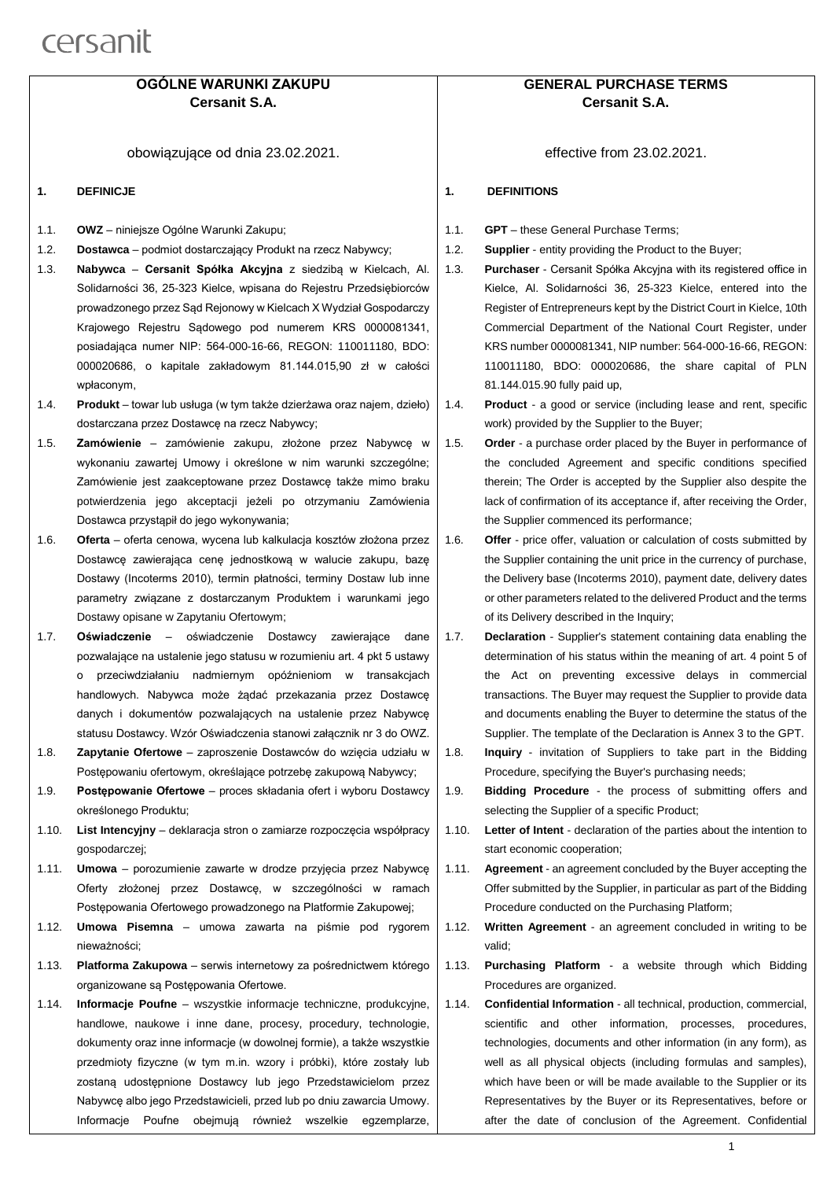cersanit

# OGÓLNE WARUNKI ZAKUPU Cersanit S.A.

obowiązujące od dnia 23.02.2021.

## 1. DEFINICJE

1.1. **OWZ** – niniejsze Ogólne Warunki Zakupu;

1.2. **Dostawca** – podmiot dostarczający Produkt na rzecz Nabywcy;

1.3. **Nabywca** – **Cersanit Spółka Akcyjna** z siedzibą w Kielcach, Al. Solidarności 36, 25-323 Kielce, wpisana do Rejestru Przedsiębiorców prowadzonego przez Sąd Rejonowy w Kielcach X Wydział Gospodarczy Krajowego Rejestru Sądowego pod numerem KRS 0000081341, posiadająca numer NIP: 564-000-16-66, REGON: 110011180, BDO: 000020686, o kapitale zakładowym 81.144.015,90 zł w całości wpłaconym,

1.4. **Produkt** – towar lub usługa (w tym także dzierżawa oraz najem, dzieło) dostarczana przez Dostawcę na rzecz Nabywcy;

1.5. **Zamówienie** – zamówienie zakupu, złożone przez Nabywcę w wykonaniu zawartej Umowy i określone w nim warunki szczególne; Zamówienie jest zaakceptowane przez Dostawcę także mimo braku potwierdzenia jego akceptacji jeżeli po otrzymaniu Zamówienia Dostawca przystąpił do jego wykonywania;

1.6. **Oferta** – oferta cenowa, wycena lub kalkulacja kosztów złożona przez Dostawcę zawierająca cenę jednostkową w walucie zakupu, bazę Dostawy (Incoterms 2010), termin płatności, terminy Dostaw lub inne parametry związane z dostarczanym Produktem i warunkami jego Dostawy opisane w Zapytaniu Ofertowym;

1.7. **Oświadczenie** – oświadczenie Dostawcy zawierające dane pozwalające na ustalenie jego statusu w rozumieniu art. 4 pkt 5 ustawy o przeciwdziałaniu nadmiernym opóźnieniom w transakcjach handlowych. Nabywca może żądać przekazania przez Dostawcę danych i dokumentów pozwalających na ustalenie przez Nabywcę statusu Dostawcy. Wzór Oświadczenia stanowi załącznik nr 3 do OWZ.

1.8. **Zapytanie Ofertowe** – zaproszenie Dostawców do wzięcia udziału w Postępowaniu ofertowym, określające potrzebę zakupową Nabywcy;

1.9. **Postępowanie Ofertowe** – proces składania ofert i wyboru Dostawcy określonego Produktu;

1.10. **List Intencyjny** – deklaracja stron o zamiarze rozpoczęcia współpracy gospodarczej;

1.11. **Umowa** – porozumienie zawarte w drodze przyjęcia przez Nabywcę Oferty złożonej przez Dostawcę, w szczególności w ramach Postępowania Ofertowego prowadzonego na Platformie Zakupowej;

1.12. **Umowa Pisemna** – umowa zawarta na piśmie pod rygorem nieważności;

1.13. **Platforma Zakupowa** – serwis internetowy za pośrednictwem którego organizowane są Postępowania Ofertowe.

1.14. **Informacje Poufne** – wszystkie informacje techniczne, produkcyjne, handlowe, naukowe i inne dane, procesy, procedury, technologie, dokumenty oraz inne informacje (w dowolnej formie), a także wszystkie przedmioty fizyczne (w tym m.in. wzory i próbki), które zostały lub zostaną udostępnione Dostawcy lub jego Przedstawicielom przez Nabywcę albo jego Przedstawicieli, przed lub po dniu zawarcia Umowy. Informacje Poufne obejmują również wszelkie egzemplarze,

# GENERAL PURCHASE TERMS Cersanit S.A.

effective from 23.02.2021.

## 1. DEFINITIONS

1.1. **GPT** – these General Purchase Terms;

1.2. **Supplier** - entity providing the Product to the Buyer;

1.3. **Purchaser** - Cersanit Spółka Akcyjna with its registered office in Kielce, Al. Solidarności 36, 25-323 Kielce, entered into the Register of Entrepreneurs kept by the District Court in Kielce, 10th Commercial Department of the National Court Register, under KRS number 0000081341, NIP number: 564-000-16-66, REGON: 110011180, BDO: 000020686, the share capital of PLN 81.144.015.90 fully paid up,

1.4. **Product** - a good or service (including lease and rent, specific work) provided by the Supplier to the Buyer;

1.5. **Order** - a purchase order placed by the Buyer in performance of the concluded Agreement and specific conditions specified therein; The Order is accepted by the Supplier also despite the lack of confirmation of its acceptance if, after receiving the Order, the Supplier commenced its performance;

1.6. **Offer** - price offer, valuation or calculation of costs submitted by the Supplier containing the unit price in the currency of purchase, the Delivery base (Incoterms 2010), payment date, delivery dates or other parameters related to the delivered Product and the terms of its Delivery described in the Inquiry;

1.7. **Declaration** - Supplier's statement containing data enabling the determination of his status within the meaning of art. 4 point 5 of the Act on preventing excessive delays in commercial transactions. The Buyer may request the Supplier to provide data and documents enabling the Buyer to determine the status of the Supplier. The template of the Declaration is Annex 3 to the GPT.

1.8. **Inquiry** - invitation of Suppliers to take part in the Bidding Procedure, specifying the Buyer's purchasing needs;

1.9. **Bidding Procedure** - the process of submitting offers and selecting the Supplier of a specific Product;

1.10. **Letter of Intent** - declaration of the parties about the intention to start economic cooperation;

1.11. **Agreement** - an agreement concluded by the Buyer accepting the Offer submitted by the Supplier, in particular as part of the Bidding Procedure conducted on the Purchasing Platform;

1.12. **Written Agreement** - an agreement concluded in writing to be valid;

1.13. **Purchasing Platform** - a website through which Bidding Procedures are organized.

1.14. **Confidential Information** - all technical, production, commercial, scientific and other information, processes, procedures, technologies, documents and other information (in any form), as well as all physical objects (including formulas and samples), which have been or will be made available to the Supplier or its Representatives by the Buyer or its Representatives, before or after the date of conclusion of the Agreement. Confidential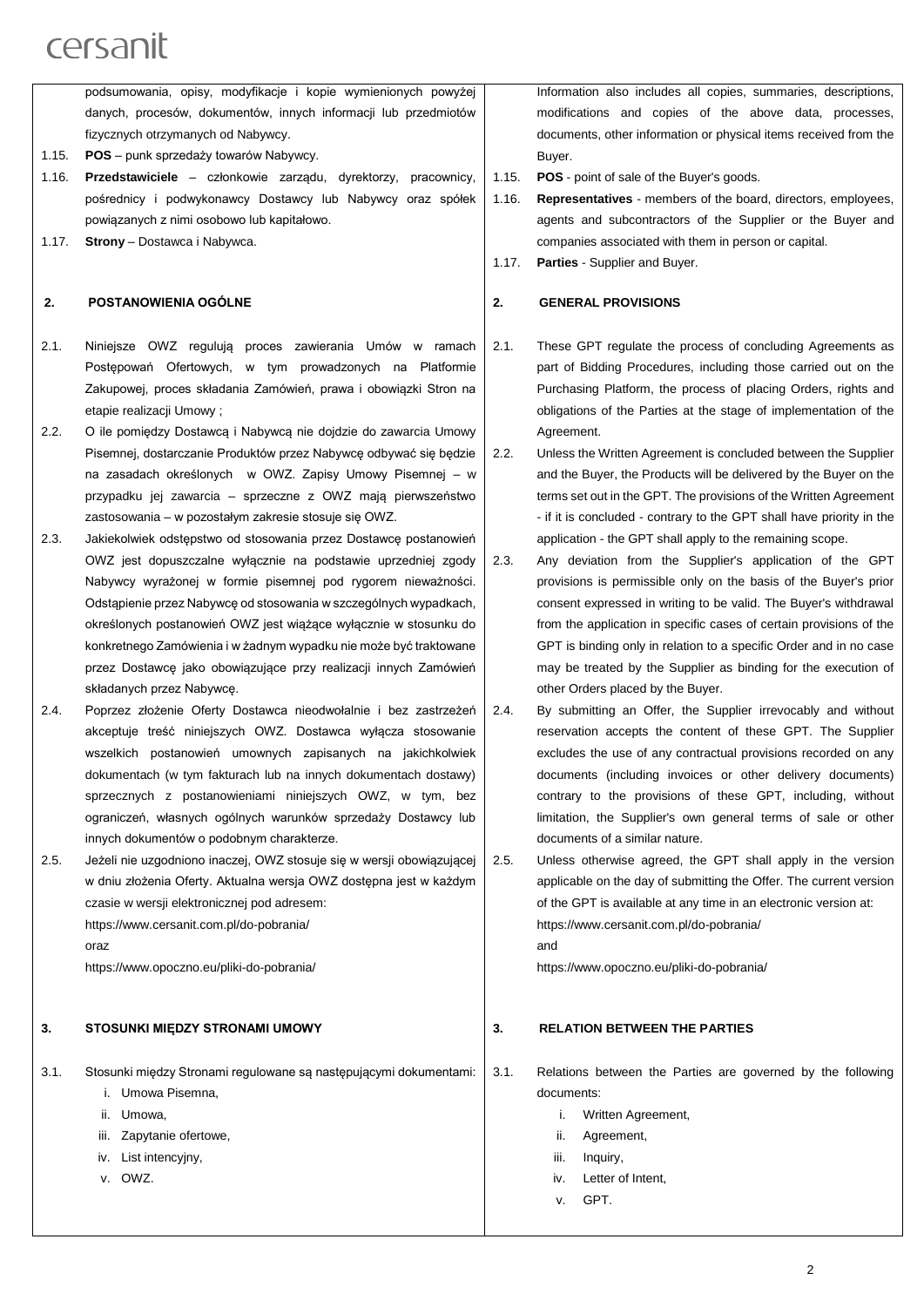podsumowania, opisy, modyfikacje i kopie wymienionych powyżej danych, procesów, dokumentów, innych informacji lub przedmiotów fizycznych otrzymanych od Nabywcy.

1.15. **POS** – punk sprzedaży towarów Nabywcy.

1.16. **Przedstawiciele** – członkowie zarządu, dyrektorzy, pracownicy, pośrednicy i podwykonawcy Dostawcy lub Nabywcy oraz spółek powiązanych z nimi osobowo lub kapitałowo.

1.17. **Strony** – Dostawca i Nabywca.

## 2. POSTANOWIENIA OGÓLNE

2.1. Niniejsze OWZ regulują proces zawierania Umów w ramach Postępowań Ofertowych, w tym prowadzonych na Platformie Zakupowej, proces składania Zamówień, prawa i obowiązki Stron na etapie realizacji Umowy ;

2.2. O ile pomiędzy Dostawcą i Nabywcą nie dojdzie do zawarcia Umowy Pisemnej, dostarczanie Produktów przez Nabywcę odbywać się będzie na zasadach określonych w OWZ. Zapisy Umowy Pisemnej – w przypadku jej zawarcia – sprzeczne z OWZ mają pierwszeństwo zastosowania – w pozostałym zakresie stosuje się OWZ.

2.3. Jakiekolwiek odstępstwo od stosowania przez Dostawcę postanowień OWZ jest dopuszczalne wyłącznie na podstawie uprzedniej zgody Nabywcy wyrażonej w formie pisemnej pod rygorem nieważności. Odstąpienie przez Nabywcę od stosowania w szczególnych wypadkach, określonych postanowień OWZ jest wiążące wyłącznie w stosunku do konkretnego Zamówienia i w żadnym wypadku nie może być traktowane przez Dostawcę jako obowiązujące przy realizacji innych Zamówień składanych przez Nabywcę.

2.4. Poprzez złożenie Oferty Dostawca nieodwołalnie i bez zastrzeżeń akceptuje treść niniejszych OWZ. Dostawca wyłącza stosowanie wszelkich postanowień umownych zapisanych na jakichkolwiek dokumentach (w tym fakturach lub na innych dokumentach dostawy) sprzecznych z postanowieniami niniejszych OWZ, w tym, bez ograniczeń, własnych ogólnych warunków sprzedaży Dostawcy lub innych dokumentów o podobnym charakterze.

2.5. Jeżeli nie uzgodniono inaczej, OWZ stosuje się w wersji obowiązującej w dniu złożenia Oferty. Aktualna wersja OWZ dostępna jest w każdym czasie w wersji elektronicznej pod adresem:
https://www.cersanit.com.pl/do-pobrania/
oraz
https://www.opoczno.eu/pliki-do-pobrania/

## 3. STOSUNKI MIĘDZY STRONAMI UMOWY

3.1. Stosunki między Stronami regulowane są następującymi dokumentami:

i. Umowa Pisemna,
ii. Umowa,
iii. Zapytanie ofertowe,
iv. List intencyjny,
v. OWZ.

---

Information also includes all copies, summaries, descriptions, modifications and copies of the above data, processes, documents, other information or physical items received from the Buyer.

1.15. **POS** - point of sale of the Buyer's goods.

1.16. **Representatives** - members of the board, directors, employees, agents and subcontractors of the Supplier or the Buyer and companies associated with them in person or capital.

1.17. **Parties** - Supplier and Buyer.

## 2. GENERAL PROVISIONS

2.1. These GPT regulate the process of concluding Agreements as part of Bidding Procedures, including those carried out on the Purchasing Platform, the process of placing Orders, rights and obligations of the Parties at the stage of implementation of the Agreement.

2.2. Unless the Written Agreement is concluded between the Supplier and the Buyer, the Products will be delivered by the Buyer on the terms set out in the GPT. The provisions of the Written Agreement - if it is concluded - contrary to the GPT shall have priority in the application - the GPT shall apply to the remaining scope.

2.3. Any deviation from the Supplier's application of the GPT provisions is permissible only on the basis of the Buyer's prior consent expressed in writing to be valid. The Buyer's withdrawal from the application in specific cases of certain provisions of the GPT is binding only in relation to a specific Order and in no case may be treated by the Supplier as binding for the execution of other Orders placed by the Buyer.

2.4. By submitting an Offer, the Supplier irrevocably and without reservation accepts the content of these GPT. The Supplier excludes the use of any contractual provisions recorded on any documents (including invoices or other delivery documents) contrary to the provisions of these GPT, including, without limitation, the Supplier's own general terms of sale or other documents of a similar nature.

2.5. Unless otherwise agreed, the GPT shall apply in the version applicable on the day of submitting the Offer. The current version of the GPT is available at any time in an electronic version at:
https://www.cersanit.com.pl/do-pobrania/
and
https://www.opoczno.eu/pliki-do-pobrania/

## 3. RELATION BETWEEN THE PARTIES

3.1. Relations between the Parties are governed by the following documents:

i. Written Agreement,
ii. Agreement,
iii. Inquiry,
iv. Letter of Intent,
v. GPT.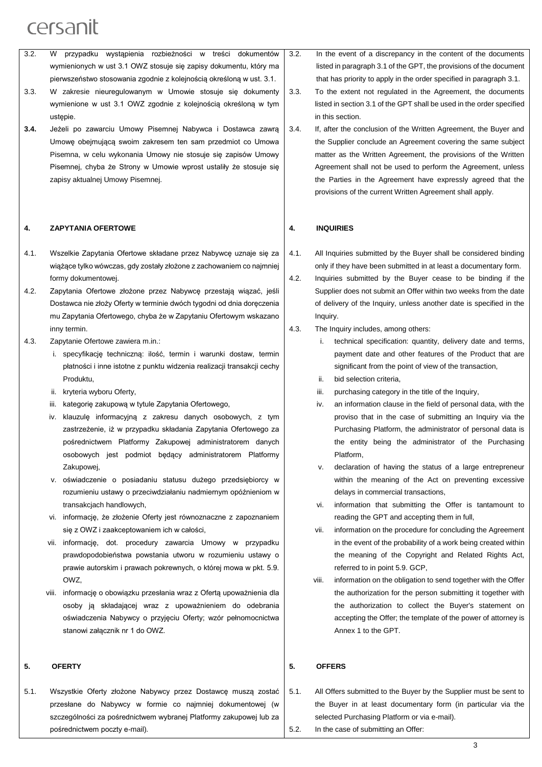3.2. W przypadku wystąpienia rozbieżności w treści dokumentów wymienionych w ust 3.1 OWZ stosuje się zapisy dokumentu, który ma pierwszeństwo stosowania zgodnie z kolejnością określoną w ust. 3.1.

3.3. W zakresie nieuregulowanym w Umowie stosuje się dokumenty wymienione w ust 3.1 OWZ zgodnie z kolejnością określoną w tym ustępie.

**3.4.** Jeżeli po zawarciu Umowy Pisemnej Nabywca i Dostawca zawrą Umowę obejmującą swoim zakresem ten sam przedmiot co Umowa Pisemna, w celu wykonania Umowy nie stosuje się zapisów Umowy Pisemnej, chyba że Strony w Umowie wprost ustaliły że stosuje się zapisy aktualnej Umowy Pisemnej.

## 4. ZAPYTANIA OFERTOWE

4.1. Wszelkie Zapytania Ofertowe składane przez Nabywcę uznaje się za wiążące tylko wówczas, gdy zostały złożone z zachowaniem co najmniej formy dokumentowej.

4.2. Zapytania Ofertowe złożone przez Nabywcę przestają wiązać, jeśli Dostawca nie złoży Oferty w terminie dwóch tygodni od dnia doręczenia mu Zapytania Ofertowego, chyba że w Zapytaniu Ofertowym wskazano inny termin.

4.3. Zapytanie Ofertowe zawiera m.in.:

i. specyfikację techniczną: ilość, termin i warunki dostaw, termin płatności i inne istotne z punktu widzenia realizacji transakcji cechy Produktu,

ii. kryteria wyboru Oferty,

iii. kategorię zakupową w tytule Zapytania Ofertowego,

iv. klauzulę informacyjną z zakresu danych osobowych, z tym zastrzeżenie, iż w przypadku składania Zapytania Ofertowego za pośrednictwem Platformy Zakupowej administratorem danych osobowych jest podmiot będący administratorem Platformy Zakupowej,

v. oświadczenie o posiadaniu statusu dużego przedsiębiorcy w rozumieniu ustawy o przeciwdziałaniu nadmiernym opóźnieniom w transakcjach handlowych,

vi. informację, że złożenie Oferty jest równoznaczne z zapoznaniem się z OWZ i zaakceptowaniem ich w całości,

vii. informację, dot. procedury zawarcia Umowy w przypadku prawdopodobieństwa powstania utworu w rozumieniu ustawy o prawie autorskim i prawach pokrewnych, o której mowa w pkt. 5.9. OWZ,

viii. informację o obowiązku przesłania wraz z Ofertą upoważnienia dla osoby ją składającej wraz z upoważnieniem do odebrania oświadczenia Nabywcy o przyjęciu Oferty; wzór pełnomocnictwa stanowi załącznik nr 1 do OWZ.

## 5. OFERTY

5.1. Wszystkie Oferty złożone Nabywcy przez Dostawcę muszą zostać przesłane do Nabywcy w formie co najmniej dokumentowej (w szczególności za pośrednictwem wybranej Platformy zakupowej lub za pośrednictwem poczty e-mail).

---

3.2. In the event of a discrepancy in the content of the documents listed in paragraph 3.1 of the GPT, the provisions of the document that has priority to apply in the order specified in paragraph 3.1.

3.3. To the extent not regulated in the Agreement, the documents listed in section 3.1 of the GPT shall be used in the order specified in this section.

3.4. If, after the conclusion of the Written Agreement, the Buyer and the Supplier conclude an Agreement covering the same subject matter as the Written Agreement, the provisions of the Written Agreement shall not be used to perform the Agreement, unless the Parties in the Agreement have expressly agreed that the provisions of the current Written Agreement shall apply.

## 4. INQUIRIES

4.1. All Inquiries submitted by the Buyer shall be considered binding only if they have been submitted in at least a documentary form.

4.2. Inquiries submitted by the Buyer cease to be binding if the Supplier does not submit an Offer within two weeks from the date of delivery of the Inquiry, unless another date is specified in the Inquiry.

4.3. The Inquiry includes, among others:

i. technical specification: quantity, delivery date and terms, payment date and other features of the Product that are significant from the point of view of the transaction,

ii. bid selection criteria,

iii. purchasing category in the title of the Inquiry,

iv. an information clause in the field of personal data, with the proviso that in the case of submitting an Inquiry via the Purchasing Platform, the administrator of personal data is the entity being the administrator of the Purchasing Platform,

v. declaration of having the status of a large entrepreneur within the meaning of the Act on preventing excessive delays in commercial transactions,

vi. information that submitting the Offer is tantamount to reading the GPT and accepting them in full,

vii. information on the procedure for concluding the Agreement in the event of the probability of a work being created within the meaning of the Copyright and Related Rights Act, referred to in point 5.9. GCP,

viii. information on the obligation to send together with the Offer the authorization for the person submitting it together with the authorization to collect the Buyer's statement on accepting the Offer; the template of the power of attorney is Annex 1 to the GPT.

## 5. OFFERS

5.1. All Offers submitted to the Buyer by the Supplier must be sent to the Buyer in at least documentary form (in particular via the selected Purchasing Platform or via e-mail).

5.2. In the case of submitting an Offer: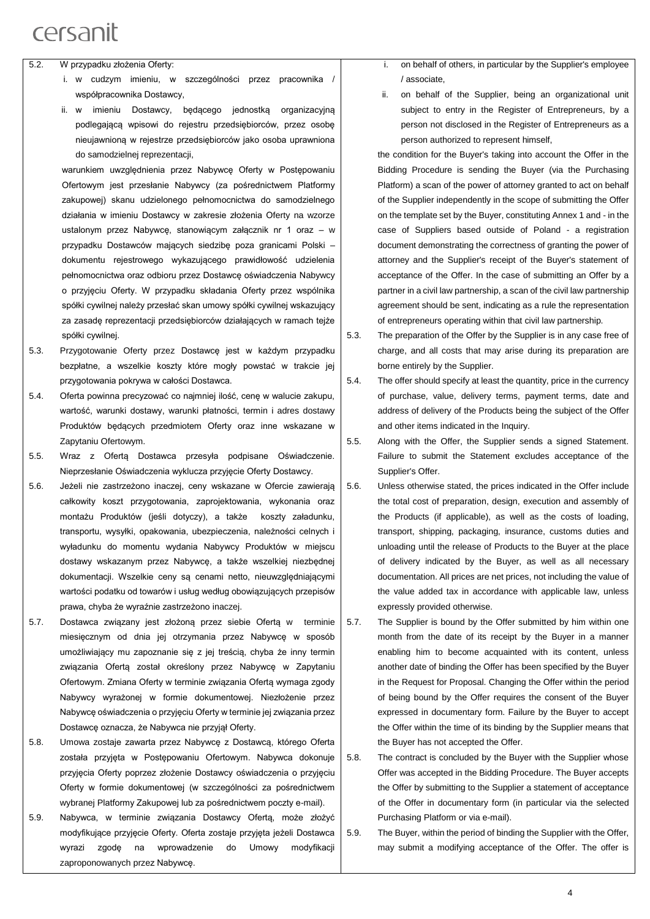5.2. W przypadku złożenia Oferty:

i. w cudzym imieniu, w szczególności przez pracownika / współpracownika Dostawcy,

ii. w imieniu Dostawcy, będącego jednostką organizacyjną podlegającą wpisowi do rejestru przedsiębiorców, przez osobę nieujawnioną w rejestrze przedsiębiorców jako osoba uprawniona do samodzielnej reprezentacji,

warunkiem uwzględnienia przez Nabywcę Oferty w Postępowaniu Ofertowym jest przesłanie Nabywcy (za pośrednictwem Platformy zakupowej) skanu udzielonego pełnomocnictwa do samodzielnego działania w imieniu Dostawcy w zakresie złożenia Oferty na wzorze ustalonym przez Nabywcę, stanowiącym załącznik nr 1 oraz – w przypadku Dostawców mających siedzibę poza granicami Polski – dokumentu rejestrowego wykazującego prawidłowość udzielenia pełnomocnictwa oraz odbioru przez Dostawcę oświadczenia Nabywcy o przyjęciu Oferty. W przypadku składania Oferty przez wspólnika spółki cywilnej należy przesłać skan umowy spółki cywilnej wskazujący za zasadę reprezentacji przedsiębiorców działających w ramach tejże spółki cywilnej.

5.3. Przygotowanie Oferty przez Dostawcę jest w każdym przypadku bezpłatne, a wszelkie koszty które mogły powstać w trakcie jej przygotowania pokrywa w całości Dostawca.

5.4. Oferta powinna precyzować co najmniej ilość, cenę w walucie zakupu, wartość, warunki dostawy, warunki płatności, termin i adres dostawy Produktów będących przedmiotem Oferty oraz inne wskazane w Zapytaniu Ofertowym.

5.5. Wraz z Ofertą Dostawca przesyła podpisane Oświadczenie. Nieprzesłanie Oświadczenia wyklucza przyjęcie Oferty Dostawcy.

5.6. Jeżeli nie zastrzeżono inaczej, ceny wskazane w Ofercie zawierają całkowity koszt przygotowania, zaprojektowania, wykonania oraz montażu Produktów (jeśli dotyczy), a także koszty załadunku, transportu, wysyłki, opakowania, ubezpieczenia, należności celnych i wyładunku do momentu wydania Nabywcy Produktów w miejscu dostawy wskazanym przez Nabywcę, a także wszelkiej niezbędnej dokumentacji. Wszelkie ceny są cenami netto, nieuwzględniającymi wartości podatku od towarów i usług według obowiązujących przepisów prawa, chyba że wyraźnie zastrzeżono inaczej.

5.7. Dostawca związany jest złożoną przez siebie Ofertą w terminie miesięcznym od dnia jej otrzymania przez Nabywcę w sposób umożliwiający mu zapoznanie się z jej treścią, chyba że inny termin związania Ofertą został określony przez Nabywcę w Zapytaniu Ofertowym. Zmiana Oferty w terminie związania Ofertą wymaga zgody Nabywcy wyrażonej w formie dokumentowej. Niezłożenie przez Nabywcę oświadczenia o przyjęciu Oferty w terminie jej związania przez Dostawcę oznacza, że Nabywca nie przyjął Oferty.

5.8. Umowa zostaje zawarta przez Nabywcę z Dostawcą, którego Oferta została przyjęta w Postępowaniu Ofertowym. Nabywca dokonuje przyjęcia Oferty poprzez złożenie Dostawcy oświadczenia o przyjęciu Oferty w formie dokumentowej (w szczególności za pośrednictwem wybranej Platformy Zakupowej lub za pośrednictwem poczty e-mail).

5.9. Nabywca, w terminie związania Dostawcy Ofertą, może złożyć modyfikujące przyjęcie Oferty. Oferta zostaje przyjęta jeżeli Dostawca wyrazi zgodę na wprowadzenie do Umowy modyfikacji zaproponowanych przez Nabywcę.

---

i. on behalf of others, in particular by the Supplier's employee / associate,

ii. on behalf of the Supplier, being an organizational unit subject to entry in the Register of Entrepreneurs, by a person not disclosed in the Register of Entrepreneurs as a person authorized to represent himself,

the condition for the Buyer's taking into account the Offer in the Bidding Procedure is sending the Buyer (via the Purchasing Platform) a scan of the power of attorney granted to act on behalf of the Supplier independently in the scope of submitting the Offer on the template set by the Buyer, constituting Annex 1 and - in the case of Suppliers based outside of Poland - a registration document demonstrating the correctness of granting the power of attorney and the Supplier's receipt of the Buyer's statement of acceptance of the Offer. In the case of submitting an Offer by a partner in a civil law partnership, a scan of the civil law partnership agreement should be sent, indicating as a rule the representation of entrepreneurs operating within that civil law partnership.

5.3. The preparation of the Offer by the Supplier is in any case free of charge, and all costs that may arise during its preparation are borne entirely by the Supplier.

5.4. The offer should specify at least the quantity, price in the currency of purchase, value, delivery terms, payment terms, date and address of delivery of the Products being the subject of the Offer and other items indicated in the Inquiry.

5.5. Along with the Offer, the Supplier sends a signed Statement. Failure to submit the Statement excludes acceptance of the Supplier's Offer.

5.6. Unless otherwise stated, the prices indicated in the Offer include the total cost of preparation, design, execution and assembly of the Products (if applicable), as well as the costs of loading, transport, shipping, packaging, insurance, customs duties and unloading until the release of Products to the Buyer at the place of delivery indicated by the Buyer, as well as all necessary documentation. All prices are net prices, not including the value of the value added tax in accordance with applicable law, unless expressly provided otherwise.

5.7. The Supplier is bound by the Offer submitted by him within one month from the date of its receipt by the Buyer in a manner enabling him to become acquainted with its content, unless another date of binding the Offer has been specified by the Buyer in the Request for Proposal. Changing the Offer within the period of being bound by the Offer requires the consent of the Buyer expressed in documentary form. Failure by the Buyer to accept the Offer within the time of its binding by the Supplier means that the Buyer has not accepted the Offer.

5.8. The contract is concluded by the Buyer with the Supplier whose Offer was accepted in the Bidding Procedure. The Buyer accepts the Offer by submitting to the Supplier a statement of acceptance of the Offer in documentary form (in particular via the selected Purchasing Platform or via e-mail).

5.9. The Buyer, within the period of binding the Supplier with the Offer, may submit a modifying acceptance of the Offer. The offer is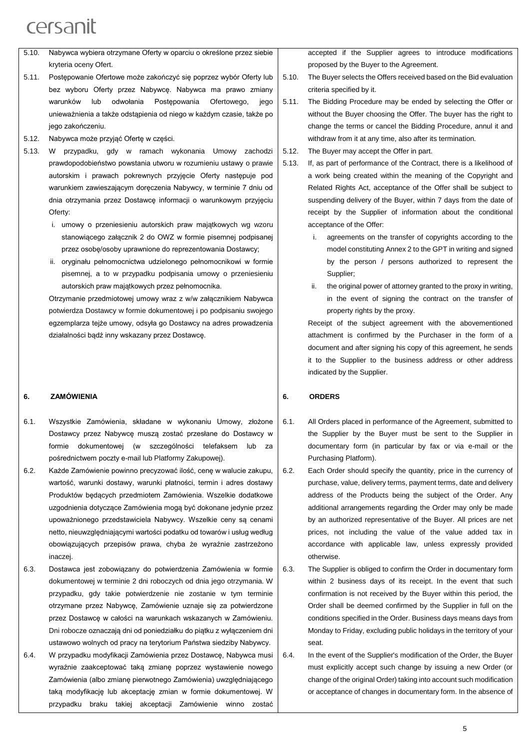cersanit

5.10. Nabywca wybiera otrzymane Oferty w oparciu o określone przez siebie kryteria oceny Ofert.

5.11. Postępowanie Ofertowe może zakończyć się poprzez wybór Oferty lub bez wyboru Oferty przez Nabywcę. Nabywca ma prawo zmiany warunków lub odwołania Postępowania Ofertowego, jego unieważnienia a także odstąpienia od niego w każdym czasie, także po jego zakończeniu.

5.12. Nabywca może przyjąć Ofertę w części.

5.13. W przypadku, gdy w ramach wykonania Umowy zachodzi prawdopodobieństwo powstania utworu w rozumieniu ustawy o prawie autorskim i prawach pokrewnych przyjęcie Oferty następuje pod warunkiem zawieszającym doręczenia Nabywcy, w terminie 7 dniu od dnia otrzymania przez Dostawcę informacji o warunkowym przyjęciu Oferty:

i. umowy o przeniesieniu autorskich praw majątkowych wg wzoru stanowiącego załącznik 2 do OWZ w formie pisemnej podpisanej przez osobę/osoby uprawnione do reprezentowania Dostawcy;

ii. oryginału pełnomocnictwa udzielonego pełnomocnikowi w formie pisemnej, a to w przypadku podpisania umowy o przeniesieniu autorskich praw majątkowych przez pełnomocnika.

Otrzymanie przedmiotowej umowy wraz z w/w załącznikiem Nabywca potwierdza Dostawcy w formie dokumentowej i po podpisaniu swojego egzemplarza tejże umowy, odsyła go Dostawcy na adres prowadzenia działalności bądź inny wskazany przez Dostawcę.

## 6. ZAMÓWIENIA

6.1. Wszystkie Zamówienia, składane w wykonaniu Umowy, złożone Dostawcy przez Nabywcę muszą zostać przesłane do Dostawcy w formie dokumentowej (w szczególności telefaksem lub za pośrednictwem poczty e-mail lub Platformy Zakupowej).

6.2. Każde Zamówienie powinno precyzować ilość, cenę w walucie zakupu, wartość, warunki dostawy, warunki płatności, termin i adres dostawy Produktów będących przedmiotem Zamówienia. Wszelkie dodatkowe uzgodnienia dotyczące Zamówienia mogą być dokonane jedynie przez upoważnionego przedstawiciela Nabywcy. Wszelkie ceny są cenami netto, nieuwzględniającymi wartości podatku od towarów i usług według obowiązujących przepisów prawa, chyba że wyraźnie zastrzeżono inaczej.

6.3. Dostawca jest zobowiązany do potwierdzenia Zamówienia w formie dokumentowej w terminie 2 dni roboczych od dnia jego otrzymania. W przypadku, gdy takie potwierdzenie nie zostanie w tym terminie otrzymane przez Nabywcę, Zamówienie uznaje się za potwierdzone przez Dostawcę w całości na warunkach wskazanych w Zamówieniu. Dni robocze oznaczają dni od poniedziałku do piątku z wyłączeniem dni ustawowo wolnych od pracy na terytorium Państwa siedziby Nabywcy.

6.4. W przypadku modyfikacji Zamówienia przez Dostawcę, Nabywca musi wyraźnie zaakceptować taką zmianę poprzez wystawienie nowego Zamówienia (albo zmianę pierwotnego Zamówienia) uwzględniającego taką modyfikację lub akceptację zmian w formie dokumentowej. W przypadku braku takiej akceptacji Zamówienie winno zostać

---

accepted if the Supplier agrees to introduce modifications proposed by the Buyer to the Agreement.

5.10. The Buyer selects the Offers received based on the Bid evaluation criteria specified by it.

5.11. The Bidding Procedure may be ended by selecting the Offer or without the Buyer choosing the Offer. The buyer has the right to change the terms or cancel the Bidding Procedure, annul it and withdraw from it at any time, also after its termination.

5.12. The Buyer may accept the Offer in part.

5.13. If, as part of performance of the Contract, there is a likelihood of a work being created within the meaning of the Copyright and Related Rights Act, acceptance of the Offer shall be subject to suspending delivery of the Buyer, within 7 days from the date of receipt by the Supplier of information about the conditional acceptance of the Offer:

i. agreements on the transfer of copyrights according to the model constituting Annex 2 to the GPT in writing and signed by the person / persons authorized to represent the Supplier;

ii. the original power of attorney granted to the proxy in writing, in the event of signing the contract on the transfer of property rights by the proxy.

Receipt of the subject agreement with the abovementioned attachment is confirmed by the Purchaser in the form of a document and after signing his copy of this agreement, he sends it to the Supplier to the business address or other address indicated by the Supplier.

## 6. ORDERS

6.1. All Orders placed in performance of the Agreement, submitted to the Supplier by the Buyer must be sent to the Supplier in documentary form (in particular by fax or via e-mail or the Purchasing Platform).

6.2. Each Order should specify the quantity, price in the currency of purchase, value, delivery terms, payment terms, date and delivery address of the Products being the subject of the Order. Any additional arrangements regarding the Order may only be made by an authorized representative of the Buyer. All prices are net prices, not including the value of the value added tax in accordance with applicable law, unless expressly provided otherwise.

6.3. The Supplier is obliged to confirm the Order in documentary form within 2 business days of its receipt. In the event that such confirmation is not received by the Buyer within this period, the Order shall be deemed confirmed by the Supplier in full on the conditions specified in the Order. Business days means days from Monday to Friday, excluding public holidays in the territory of your seat.

6.4. In the event of the Supplier's modification of the Order, the Buyer must explicitly accept such change by issuing a new Order (or change of the original Order) taking into account such modification or acceptance of changes in documentary form. In the absence of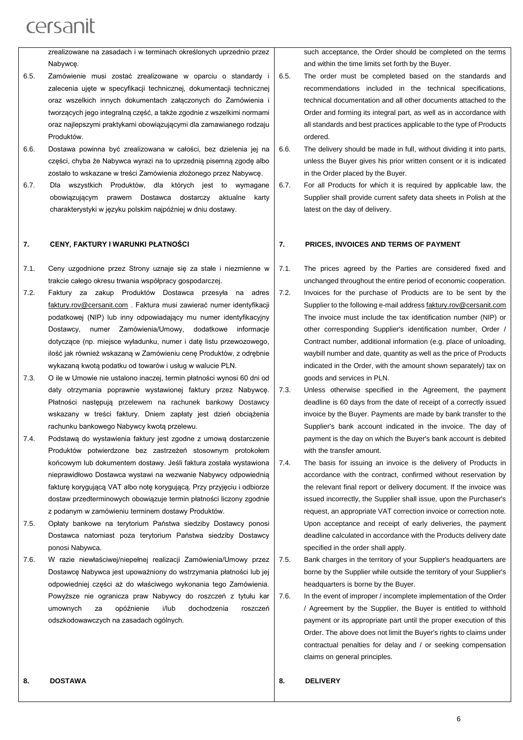zrealizowane na zasadach i w terminach określonych uprzednio przez Nabywcę.

6.5. Zamówienie musi zostać zrealizowane w oparciu o standardy i zalecenia ujęte w specyfikacji technicznej, dokumentacji technicznej oraz wszelkich innych dokumentach załączonych do Zamówienia i tworzących jego integralną część, a także zgodnie z wszelkimi normami oraz najlepszymi praktykami obowiązującymi dla zamawianego rodzaju Produktów.

6.6. Dostawa powinna być zrealizowana w całości, bez dzielenia jej na części, chyba że Nabywca wyrazi na to uprzednią pisemną zgodę albo zostało to wskazane w treści Zamówienia złożonego przez Nabywcę.

6.7. Dla wszystkich Produktów, dla których jest to wymagane obowiązującym prawem Dostawca dostarczy aktualne karty charakterystyki w języku polskim najpóźniej w dniu dostawy.

## 7. CENY, FAKTURY I WARUNKI PŁATNOŚCI

7.1. Ceny uzgodnione przez Strony uznaje się za stałe i niezmienne w trakcie całego okresu trwania współpracy gospodarczej.

7.2. Faktury za zakup Produktów Dostawca przesyła na adres faktury.rov@cersanit.com . Faktura musi zawierać numer identyfikacji podatkowej (NIP) lub inny odpowiadający mu numer identyfikacyjny Dostawcy, numer Zamówienia/Umowy, dodatkowe informacje dotyczące (np. miejsce wyładunku, numer i datę listu przewozowego, ilość jak również wskazaną w Zamówieniu cenę Produktów, z odrębnie wykazaną kwotą podatku od towarów i usług w walucie PLN.

7.3. O ile w Umowie nie ustalono inaczej, termin płatności wynosi 60 dni od daty otrzymania poprawnie wystawionej faktury przez Nabywcę. Płatności następują przelewem na rachunek bankowy Dostawcy wskazany w treści faktury. Dniem zapłaty jest dzień obciążenia rachunku bankowego Nabywcy kwotą przelewu.

7.4. Podstawą do wystawienia faktury jest zgodne z umową dostarczenie Produktów potwierdzone bez zastrzeżeń stosownym protokołem końcowym lub dokumentem dostawy. Jeśli faktura została wystawiona nieprawidłowo Dostawca wystawi na wezwanie Nabywcy odpowiednią fakturę korygującą VAT albo notę korygującą. Przy przyjęciu i odbiorze dostaw przedterminowych obowiązuje termin płatności liczony zgodnie z podanym w zamówieniu terminem dostawy Produktów.

7.5. Opłaty bankowe na terytorium Państwa siedziby Dostawcy ponosi Dostawca natomiast poza terytorium Państwa siedziby Dostawcy ponosi Nabywca.

7.6. W razie niewłaściwej/niepełnej realizacji Zamówienia/Umowy przez Dostawcę Nabywca jest upoważniony do wstrzymania płatności lub jej odpowiedniej części aż do właściwego wykonania tego Zamówienia. Powyższe nie ogranicza praw Nabywcy do roszczeń z tytułu kar umownych za opóźnienie i/lub dochodzenia roszczeń odszkodowawczych na zasadach ogólnych.

## 8. DOSTAWA

such acceptance, the Order should be completed on the terms and within the time limits set forth by the Buyer.

6.5. The order must be completed based on the standards and recommendations included in the technical specifications, technical documentation and all other documents attached to the Order and forming its integral part, as well as in accordance with all standards and best practices applicable to the type of Products ordered.

6.6. The delivery should be made in full, without dividing it into parts, unless the Buyer gives his prior written consent or it is indicated in the Order placed by the Buyer.

6.7. For all Products for which it is required by applicable law, the Supplier shall provide current safety data sheets in Polish at the latest on the day of delivery.

## 7. PRICES, INVOICES AND TERMS OF PAYMENT

7.1. The prices agreed by the Parties are considered fixed and unchanged throughout the entire period of economic cooperation.

7.2. Invoices for the purchase of Products are to be sent by the Supplier to the following e-mail address faktury.rov@cersanit.com The invoice must include the tax identification number (NIP) or other corresponding Supplier's identification number, Order / Contract number, additional information (e.g. place of unloading, waybill number and date, quantity as well as the price of Products indicated in the Order, with the amount shown separately) tax on goods and services in PLN.

7.3. Unless otherwise specified in the Agreement, the payment deadline is 60 days from the date of receipt of a correctly issued invoice by the Buyer. Payments are made by bank transfer to the Supplier's bank account indicated in the invoice. The day of payment is the day on which the Buyer's bank account is debited with the transfer amount.

7.4. The basis for issuing an invoice is the delivery of Products in accordance with the contract, confirmed without reservation by the relevant final report or delivery document. If the invoice was issued incorrectly, the Supplier shall issue, upon the Purchaser's request, an appropriate VAT correction invoice or correction note. Upon acceptance and receipt of early deliveries, the payment deadline calculated in accordance with the Products delivery date specified in the order shall apply.

7.5. Bank charges in the territory of your Supplier's headquarters are borne by the Supplier while outside the territory of your Supplier's headquarters is borne by the Buyer.

7.6. In the event of improper / incomplete implementation of the Order / Agreement by the Supplier, the Buyer is entitled to withhold payment or its appropriate part until the proper execution of this Order. The above does not limit the Buyer's rights to claims under contractual penalties for delay and / or seeking compensation claims on general principles.

## 8. DELIVERY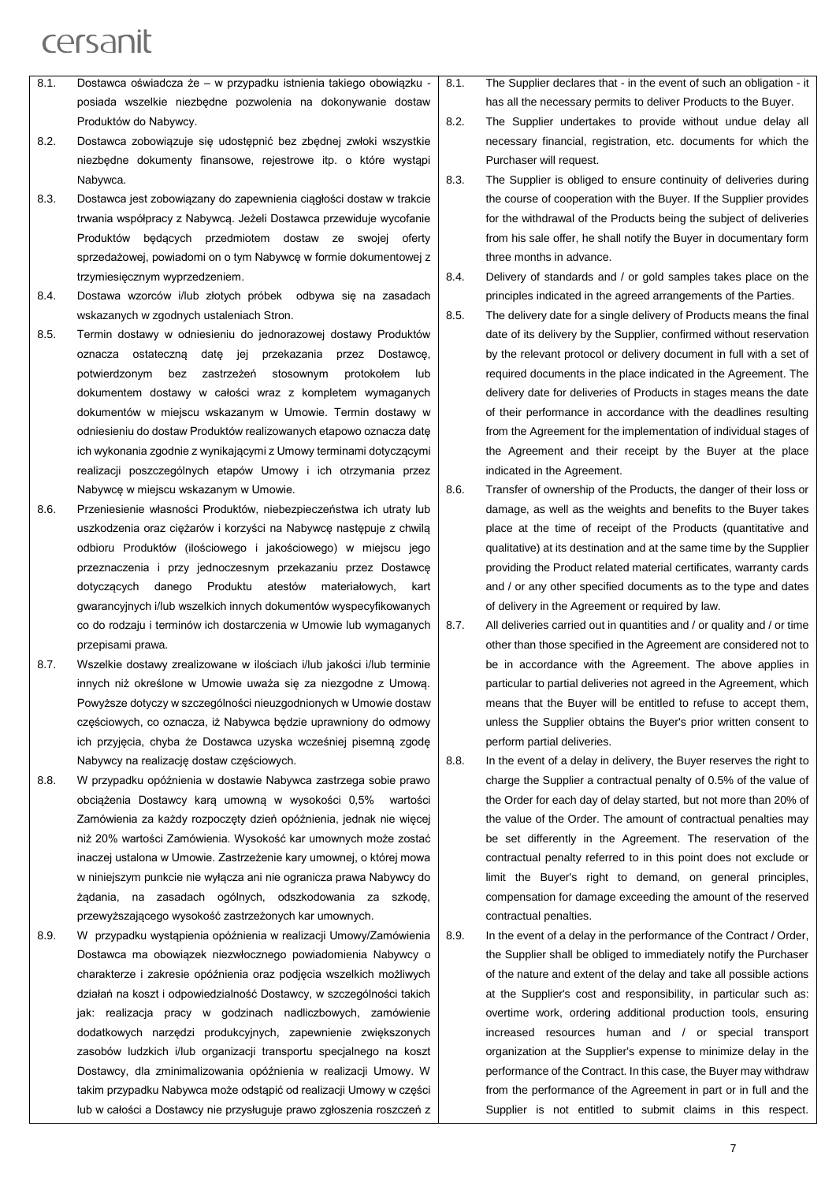| | Polski | | English |
|---|---|---|---|
| 8.1. | Dostawca oświadcza że – w przypadku istnienia takiego obowiązku - posiada wszelkie niezbędne pozwolenia na dokonywanie dostaw Produktów do Nabywcy. | 8.1. | The Supplier declares that - in the event of such an obligation - it has all the necessary permits to deliver Products to the Buyer. |
| 8.2. | Dostawca zobowiązuje się udostępnić bez zbędnej zwłoki wszystkie niezbędne dokumenty finansowe, rejestrowe itp. o które wystąpi Nabywca. | 8.2. | The Supplier undertakes to provide without undue delay all necessary financial, registration, etc. documents for which the Purchaser will request. |
| 8.3. | Dostawca jest zobowiązany do zapewnienia ciągłości dostaw w trakcie trwania współpracy z Nabywcą. Jeżeli Dostawca przewiduje wycofanie Produktów będących przedmiotem dostaw ze swojej oferty sprzedażowej, powiadomi on o tym Nabywcę w formie dokumentowej z trzymiesięcznym wyprzedzeniem. | 8.3. | The Supplier is obliged to ensure continuity of deliveries during the course of cooperation with the Buyer. If the Supplier provides for the withdrawal of the Products being the subject of deliveries from his sale offer, he shall notify the Buyer in documentary form three months in advance. |
| 8.4. | Dostawa wzorców i/lub złotych próbek odbywa się na zasadach wskazanych w zgodnych ustaleniach Stron. | 8.4. | Delivery of standards and / or gold samples takes place on the principles indicated in the agreed arrangements of the Parties. |
| 8.5. | Termin dostawy w odniesieniu do jednorazowej dostawy Produktów oznacza ostateczną datę jej przekazania przez Dostawcę, potwierdzonym bez zastrzeżeń stosownym protokołem lub dokumentem dostawy w całości wraz z kompletem wymaganych dokumentów w miejscu wskazanym w Umowie. Termin dostawy w odniesieniu do dostaw Produktów realizowanych etapowo oznacza datę ich wykonania zgodnie z wynikającymi z Umowy terminami dotyczącymi realizacji poszczególnych etapów Umowy i ich otrzymania przez Nabywcę w miejscu wskazanym w Umowie. | 8.5. | The delivery date for a single delivery of Products means the final date of its delivery by the Supplier, confirmed without reservation by the relevant protocol or delivery document in full with a set of required documents in the place indicated in the Agreement. The delivery date for deliveries of Products in stages means the date of their performance in accordance with the deadlines resulting from the Agreement for the implementation of individual stages of the Agreement and their receipt by the Buyer at the place indicated in the Agreement. |
| 8.6. | Przeniesienie własności Produktów, niebezpieczeństwa ich utraty lub uszkodzenia oraz ciężarów i korzyści na Nabywcę następuje z chwilą odbioru Produktów (ilościowego i jakościowego) w miejscu jego przeznaczenia i przy jednoczesnym przekazaniu przez Dostawcę dotyczących danego Produktu atestów materiałowych, kart gwarancyjnych i/lub wszelkich innych dokumentów wyspecyfikowanych co do rodzaju i terminów ich dostarczenia w Umowie lub wymaganych przepisami prawa. | 8.6. | Transfer of ownership of the Products, the danger of their loss or damage, as well as the weights and benefits to the Buyer takes place at the time of receipt of the Products (quantitative and qualitative) at its destination and at the same time by the Supplier providing the Product related material certificates, warranty cards and / or any other specified documents as to the type and dates of delivery in the Agreement or required by law. |
| 8.7. | Wszelkie dostawy zrealizowane w ilościach i/lub jakości i/lub terminie innych niż określone w Umowie uważa się za niezgodne z Umową. Powyższe dotyczy w szczególności nieuzgodnionych w Umowie dostaw częściowych, co oznacza, iż Nabywca będzie uprawniony do odmowy ich przyjęcia, chyba że Dostawca uzyska wcześniej pisemną zgodę Nabywcy na realizację dostaw częściowych. | 8.7. | All deliveries carried out in quantities and / or quality and / or time other than those specified in the Agreement are considered not to be in accordance with the Agreement. The above applies in particular to partial deliveries not agreed in the Agreement, which means that the Buyer will be entitled to refuse to accept them, unless the Supplier obtains the Buyer's prior written consent to perform partial deliveries. |
| 8.8. | W przypadku opóźnienia w dostawie Nabywca zastrzega sobie prawo obciążenia Dostawcy karą umowną w wysokości 0,5% wartości Zamówienia za każdy rozpoczęty dzień opóźnienia, jednak nie więcej niż 20% wartości Zamówienia. Wysokość kar umownych może zostać inaczej ustalona w Umowie. Zastrzeżenie kary umownej, o której mowa w niniejszym punkcie nie wyłącza ani nie ogranicza prawa Nabywcy do żądania, na zasadach ogólnych, odszkodowania za szkodę, przewyższającego wysokość zastrzeżonych kar umownych. | 8.8. | In the event of a delay in delivery, the Buyer reserves the right to charge the Supplier a contractual penalty of 0.5% of the value of the Order for each day of delay started, but not more than 20% of the value of the Order. The amount of contractual penalties may be set differently in the Agreement. The reservation of the contractual penalty referred to in this point does not exclude or limit the Buyer's right to demand, on general principles, compensation for damage exceeding the amount of the reserved contractual penalties. |
| 8.9. | W przypadku wystąpienia opóźnienia w realizacji Umowy/Zamówienia Dostawca ma obowiązek niezwłocznego powiadomienia Nabywcy o charakterze i zakresie opóźnienia oraz podjęcia wszelkich możliwych działań na koszt i odpowiedzialność Dostawcy, w szczególności takich jak: realizacja pracy w godzinach nadliczbowych, zamówienie dodatkowych narzędzi produkcyjnych, zapewnienie zwiększonych zasobów ludzkich i/lub organizacji transportu specjalnego na koszt Dostawcy, dla zminimalizowania opóźnienia w realizacji Umowy. W takim przypadku Nabywca może odstąpić od realizacji Umowy w części lub w całości a Dostawcy nie przysługuje prawo zgłoszenia roszczeń z | 8.9. | In the event of a delay in the performance of the Contract / Order, the Supplier shall be obliged to immediately notify the Purchaser of the nature and extent of the delay and take all possible actions at the Supplier's cost and responsibility, in particular such as: overtime work, ordering additional production tools, ensuring increased resources human and / or special transport organization at the Supplier's expense to minimize delay in the performance of the Contract. In this case, the Buyer may withdraw from the performance of the Agreement in part or in full and the Supplier is not entitled to submit claims in this respect. |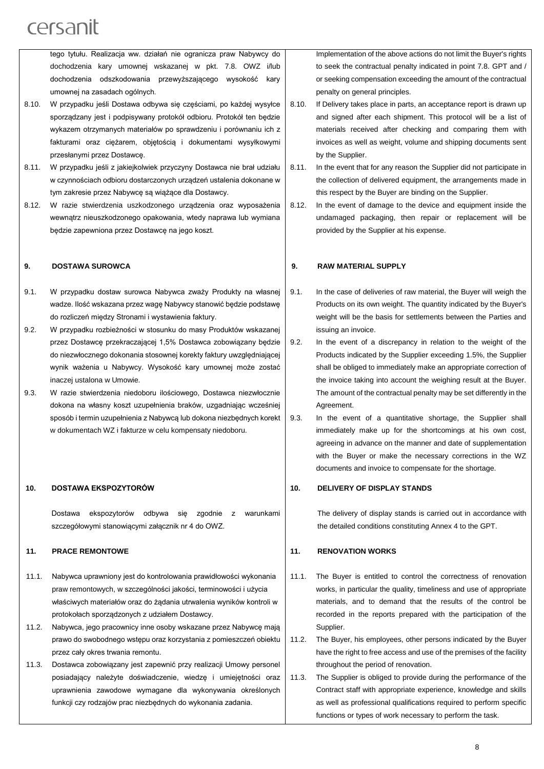tego tytułu. Realizacja ww. działań nie ogranicza praw Nabywcy do dochodzenia kary umownej wskazanej w pkt. 7.8. OWZ i/lub dochodzenia odszkodowania przewyższającego wysokość kary umownej na zasadach ogólnych.

8.10. W przypadku jeśli Dostawa odbywa się częściami, po każdej wysyłce sporządzany jest i podpisywany protokół odbioru. Protokół ten będzie wykazem otrzymanych materiałów po sprawdzeniu i porównaniu ich z fakturami oraz ciężarem, objętością i dokumentami wysyłkowymi przesłanymi przez Dostawcę.

8.11. W przypadku jeśli z jakiejkolwiek przyczyny Dostawca nie brał udziału w czynnościach odbioru dostarczonych urządzeń ustalenia dokonane w tym zakresie przez Nabywcę są wiążące dla Dostawcy.

8.12. W razie stwierdzenia uszkodzonego urządzenia oraz wyposażenia wewnątrz nieuszkodzonego opakowania, wtedy naprawa lub wymiana będzie zapewniona przez Dostawcę na jego koszt.

## 9. DOSTAWA SUROWCA

9.1. W przypadku dostaw surowca Nabywca zważy Produkty na własnej wadze. Ilość wskazana przez wagę Nabywcy stanowić będzie podstawę do rozliczeń między Stronami i wystawienia faktury.

9.2. W przypadku rozbieżności w stosunku do masy Produktów wskazanej przez Dostawcę przekraczającej 1,5% Dostawca zobowiązany będzie do niezwłocznego dokonania stosownej korekty faktury uwzględniającej wynik ważenia u Nabywcy. Wysokość kary umownej może zostać inaczej ustalona w Umowie.

9.3. W razie stwierdzenia niedoboru ilościowego, Dostawca niezwłocznie dokona na własny koszt uzupełnienia braków, uzgadniając wcześniej sposób i termin uzupełnienia z Nabywcą lub dokona niezbędnych korekt w dokumentach WZ i fakturze w celu kompensaty niedoboru.

## 10. DOSTAWA EKSPOZYTORÓW

Dostawa ekspozytorów odbywa się zgodnie z warunkami szczegółowymi stanowiącymi załącznik nr 4 do OWZ.

## 11. PRACE REMONTOWE

11.1. Nabywca uprawniony jest do kontrolowania prawidłowości wykonania praw remontowych, w szczególności jakości, terminowości i użycia właściwych materiałów oraz do żądania utrwalenia wyników kontroli w protokołach sporządzonych z udziałem Dostawcy.

11.2. Nabywca, jego pracownicy inne osoby wskazane przez Nabywcę mają prawo do swobodnego wstępu oraz korzystania z pomieszczeń obiektu przez cały okres trwania remontu.

11.3. Dostawca zobowiązany jest zapewnić przy realizacji Umowy personel posiadający należyte doświadczenie, wiedzę i umiejętności oraz uprawnienia zawodowe wymagane dla wykonywania określonych funkcji czy rodzajów prac niezbędnych do wykonania zadania.

---

Implementation of the above actions do not limit the Buyer's rights to seek the contractual penalty indicated in point 7.8. GPT and / or seeking compensation exceeding the amount of the contractual penalty on general principles.

8.10. If Delivery takes place in parts, an acceptance report is drawn up and signed after each shipment. This protocol will be a list of materials received after checking and comparing them with invoices as well as weight, volume and shipping documents sent by the Supplier.

8.11. In the event that for any reason the Supplier did not participate in the collection of delivered equipment, the arrangements made in this respect by the Buyer are binding on the Supplier.

8.12. In the event of damage to the device and equipment inside the undamaged packaging, then repair or replacement will be provided by the Supplier at his expense.

## 9. RAW MATERIAL SUPPLY

9.1. In the case of deliveries of raw material, the Buyer will weigh the Products on its own weight. The quantity indicated by the Buyer's weight will be the basis for settlements between the Parties and issuing an invoice.

9.2. In the event of a discrepancy in relation to the weight of the Products indicated by the Supplier exceeding 1.5%, the Supplier shall be obliged to immediately make an appropriate correction of the invoice taking into account the weighing result at the Buyer. The amount of the contractual penalty may be set differently in the Agreement.

9.3. In the event of a quantitative shortage, the Supplier shall immediately make up for the shortcomings at his own cost, agreeing in advance on the manner and date of supplementation with the Buyer or make the necessary corrections in the WZ documents and invoice to compensate for the shortage.

## 10. DELIVERY OF DISPLAY STANDS

The delivery of display stands is carried out in accordance with the detailed conditions constituting Annex 4 to the GPT.

## 11. RENOVATION WORKS

11.1. The Buyer is entitled to control the correctness of renovation works, in particular the quality, timeliness and use of appropriate materials, and to demand that the results of the control be recorded in the reports prepared with the participation of the Supplier.

11.2. The Buyer, his employees, other persons indicated by the Buyer have the right to free access and use of the premises of the facility throughout the period of renovation.

11.3. The Supplier is obliged to provide during the performance of the Contract staff with appropriate experience, knowledge and skills as well as professional qualifications required to perform specific functions or types of work necessary to perform the task.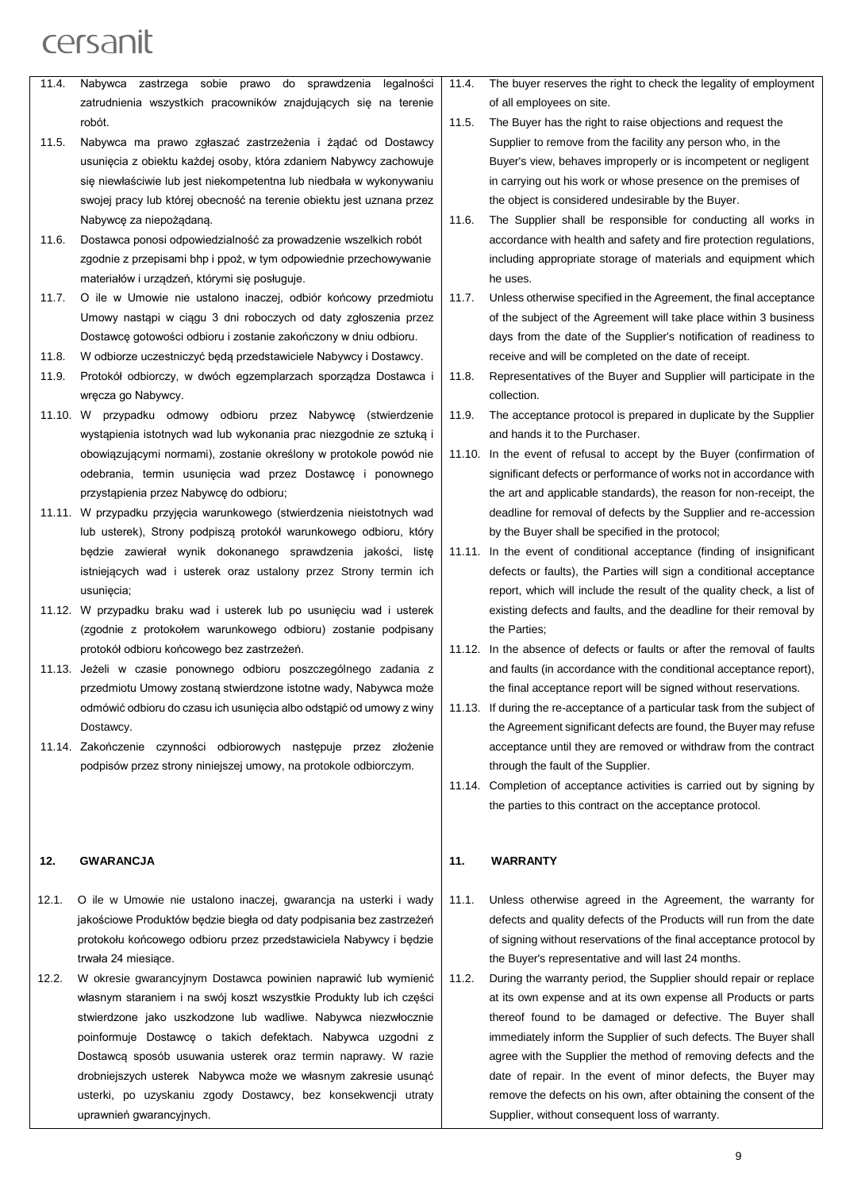11.4. Nabywca zastrzega sobie prawo do sprawdzenia legalności zatrudnienia wszystkich pracowników znajdujących się na terenie robót.

11.5. Nabywca ma prawo zgłaszać zastrzeżenia i żądać od Dostawcy usunięcia z obiektu każdej osoby, która zdaniem Nabywcy zachowuje się niewłaściwie lub jest niekompetentna lub niedbała w wykonywaniu swojej pracy lub której obecność na terenie obiektu jest uznana przez Nabywcę za niepożądaną.

11.6. Dostawca ponosi odpowiedzialność za prowadzenie wszelkich robót zgodnie z przepisami bhp i ppoż, w tym odpowiednie przechowywanie materiałów i urządzeń, którymi się posługuje.

11.7. O ile w Umowie nie ustalono inaczej, odbiór końcowy przedmiotu Umowy nastąpi w ciągu 3 dni roboczych od daty zgłoszenia przez Dostawcę gotowości odbioru i zostanie zakończony w dniu odbioru.

11.8. W odbiorze uczestniczyć będą przedstawiciele Nabywcy i Dostawcy.

11.9. Protokół odbiorczy, w dwóch egzemplarzach sporządza Dostawca i wręcza go Nabywcy.

11.10. W przypadku odmowy odbioru przez Nabywcę (stwierdzenie wystąpienia istotnych wad lub wykonania prac niezgodnie ze sztuką i obowiązującymi normami), zostanie określony w protokole powód nie odebrania, termin usunięcia wad przez Dostawcę i ponownego przystąpienia przez Nabywcę do odbioru;

11.11. W przypadku przyjęcia warunkowego (stwierdzenia nieistotnych wad lub usterek), Strony podpiszą protokół warunkowego odbioru, który będzie zawierał wynik dokonanego sprawdzenia jakości, listę istniejących wad i usterek oraz ustalony przez Strony termin ich usunięcia;

11.12. W przypadku braku wad i usterek lub po usunięciu wad i usterek (zgodnie z protokołem warunkowego odbioru) zostanie podpisany protokół odbioru końcowego bez zastrzeżeń.

11.13. Jeżeli w czasie ponownego odbioru poszczególnego zadania z przedmiotu Umowy zostaną stwierdzone istotne wady, Nabywca może odmówić odbioru do czasu ich usunięcia albo odstąpić od umowy z winy Dostawcy.

11.14. Zakończenie czynności odbiorowych następuje przez złożenie podpisów przez strony niniejszej umowy, na protokole odbiorczym.

## 12. GWARANCJA

12.1. O ile w Umowie nie ustalono inaczej, gwarancja na usterki i wady jakościowe Produktów będzie biegła od daty podpisania bez zastrzeżeń protokołu końcowego odbioru przez przedstawiciela Nabywcy i będzie trwała 24 miesiące.

12.2. W okresie gwarancyjnym Dostawca powinien naprawić lub wymienić własnym staraniem i na swój koszt wszystkie Produkty lub ich części stwierdzone jako uszkodzone lub wadliwe. Nabywca niezwłocznie poinformuje Dostawcę o takich defektach. Nabywca uzgodni z Dostawcą sposób usuwania usterek oraz termin naprawy. W razie drobniejszych usterek Nabywca może we własnym zakresie usunąć usterki, po uzyskaniu zgody Dostawcy, bez konsekwencji utraty uprawnień gwarancyjnych.

11.4. The buyer reserves the right to check the legality of employment of all employees on site.

11.5. The Buyer has the right to raise objections and request the Supplier to remove from the facility any person who, in the Buyer's view, behaves improperly or is incompetent or negligent in carrying out his work or whose presence on the premises of the object is considered undesirable by the Buyer.

11.6. The Supplier shall be responsible for conducting all works in accordance with health and safety and fire protection regulations, including appropriate storage of materials and equipment which he uses.

11.7. Unless otherwise specified in the Agreement, the final acceptance of the subject of the Agreement will take place within 3 business days from the date of the Supplier's notification of readiness to receive and will be completed on the date of receipt.

11.8. Representatives of the Buyer and Supplier will participate in the collection.

11.9. The acceptance protocol is prepared in duplicate by the Supplier and hands it to the Purchaser.

11.10. In the event of refusal to accept by the Buyer (confirmation of significant defects or performance of works not in accordance with the art and applicable standards), the reason for non-receipt, the deadline for removal of defects by the Supplier and re-accession by the Buyer shall be specified in the protocol;

11.11. In the event of conditional acceptance (finding of insignificant defects or faults), the Parties will sign a conditional acceptance report, which will include the result of the quality check, a list of existing defects and faults, and the deadline for their removal by the Parties;

11.12. In the absence of defects or faults or after the removal of faults and faults (in accordance with the conditional acceptance report), the final acceptance report will be signed without reservations.

11.13. If during the re-acceptance of a particular task from the subject of the Agreement significant defects are found, the Buyer may refuse acceptance until they are removed or withdraw from the contract through the fault of the Supplier.

11.14. Completion of acceptance activities is carried out by signing by the parties to this contract on the acceptance protocol.

## 11. WARRANTY

11.1. Unless otherwise agreed in the Agreement, the warranty for defects and quality defects of the Products will run from the date of signing without reservations of the final acceptance protocol by the Buyer's representative and will last 24 months.

11.2. During the warranty period, the Supplier should repair or replace at its own expense and at its own expense all Products or parts thereof found to be damaged or defective. The Buyer shall immediately inform the Supplier of such defects. The Buyer shall agree with the Supplier the method of removing defects and the date of repair. In the event of minor defects, the Buyer may remove the defects on his own, after obtaining the consent of the Supplier, without consequent loss of warranty.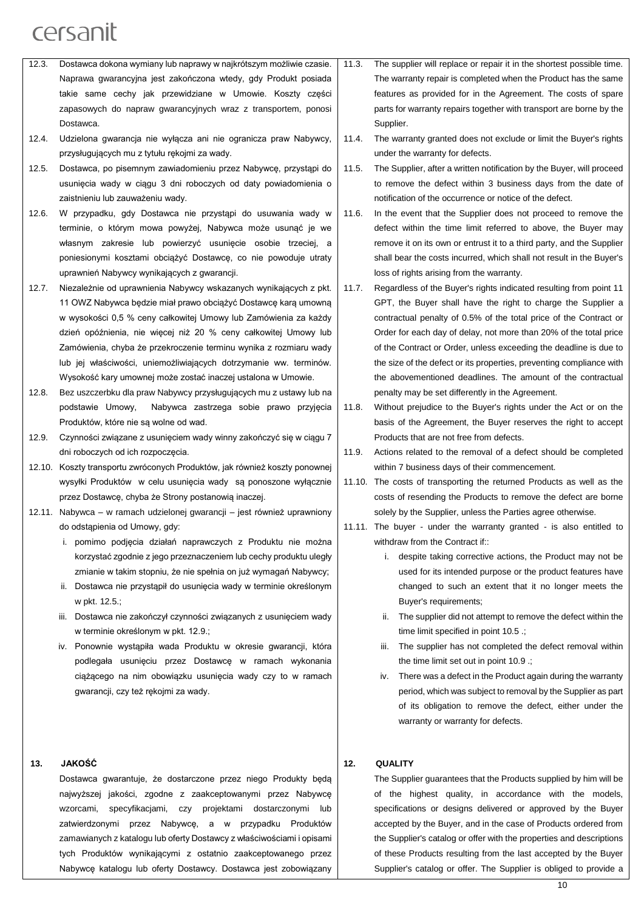12.3. Dostawca dokona wymiany lub naprawy w najkrótszym możliwie czasie. Naprawa gwarancyjna jest zakończona wtedy, gdy Produkt posiada takie same cechy jak przewidziane w Umowie. Koszty części zapasowych do napraw gwarancyjnych wraz z transportem, ponosi Dostawca.

12.4. Udzielona gwarancja nie wyłącza ani nie ogranicza praw Nabywcy, przysługujących mu z tytułu rękojmi za wady.

12.5. Dostawca, po pisemnym zawiadomieniu przez Nabywcę, przystąpi do usunięcia wady w ciągu 3 dni roboczych od daty powiadomienia o zaistnieniu lub zauważeniu wady.

12.6. W przypadku, gdy Dostawca nie przystąpi do usuwania wady w terminie, o którym mowa powyżej, Nabywca może usunąć je we własnym zakresie lub powierzyć usunięcie osobie trzeciej, a poniesionymi kosztami obciążyć Dostawcę, co nie powoduje utraty uprawnień Nabywcy wynikających z gwarancji.

12.7. Niezależnie od uprawnienia Nabywcy wskazanych wynikających z pkt. 11 OWZ Nabywca będzie miał prawo obciążyć Dostawcę karą umowną w wysokości 0,5 % ceny całkowitej Umowy lub Zamówienia za każdy dzień opóźnienia, nie więcej niż 20 % ceny całkowitej Umowy lub Zamówienia, chyba że przekroczenie terminu wynika z rozmiaru wady lub jej właściwości, uniemożliwiających dotrzymanie ww. terminów. Wysokość kary umownej może zostać inaczej ustalona w Umowie.

12.8. Bez uszczerbku dla praw Nabywcy przysługujących mu z ustawy lub na podstawie Umowy, Nabywca zastrzega sobie prawo przyjęcia Produktów, które nie są wolne od wad.

12.9. Czynności związane z usunięciem wady winny zakończyć się w ciągu 7 dni roboczych od ich rozpoczęcia.

12.10. Koszty transportu zwróconych Produktów, jak również koszty ponownej wysyłki Produktów w celu usunięcia wady są ponoszone wyłącznie przez Dostawcę, chyba że Strony postanowią inaczej.

12.11. Nabywca – w ramach udzielonej gwarancji – jest również uprawniony do odstąpienia od Umowy, gdy:

i. pomimo podjęcia działań naprawczych z Produktu nie można korzystać zgodnie z jego przeznaczeniem lub cechy produktu uległy zmianie w takim stopniu, że nie spełnia on już wymagań Nabywcy;
ii. Dostawca nie przystąpił do usunięcia wady w terminie określonym w pkt. 12.5.;
iii. Dostawca nie zakończył czynności związanych z usunięciem wady w terminie określonym w pkt. 12.9.;
iv. Ponownie wystąpiła wada Produktu w okresie gwarancji, która podlegała usunięciu przez Dostawcę w ramach wykonania ciążącego na nim obowiązku usunięcia wady czy to w ramach gwarancji, czy też rękojmi za wady.

## 13. JAKOŚĆ

Dostawca gwarantuje, że dostarczone przez niego Produkty będą najwyższej jakości, zgodne z zaakceptowanymi przez Nabywcę wzorcami, specyfikacjami, czy projektami dostarczonymi lub zatwierdzonymi przez Nabywcę, a w przypadku Produktów zamawianych z katalogu lub oferty Dostawcy z właściwościami i opisami tych Produktów wynikającymi z ostatnio zaakceptowanego przez Nabywcę katalogu lub oferty Dostawcy. Dostawca jest zobowiązany

11.3. The supplier will replace or repair it in the shortest possible time. The warranty repair is completed when the Product has the same features as provided for in the Agreement. The costs of spare parts for warranty repairs together with transport are borne by the Supplier.

11.4. The warranty granted does not exclude or limit the Buyer's rights under the warranty for defects.

11.5. The Supplier, after a written notification by the Buyer, will proceed to remove the defect within 3 business days from the date of notification of the occurrence or notice of the defect.

11.6. In the event that the Supplier does not proceed to remove the defect within the time limit referred to above, the Buyer may remove it on its own or entrust it to a third party, and the Supplier shall bear the costs incurred, which shall not result in the Buyer's loss of rights arising from the warranty.

11.7. Regardless of the Buyer's rights indicated resulting from point 11 GPT, the Buyer shall have the right to charge the Supplier a contractual penalty of 0.5% of the total price of the Contract or Order for each day of delay, not more than 20% of the total price of the Contract or Order, unless exceeding the deadline is due to the size of the defect or its properties, preventing compliance with the abovementioned deadlines. The amount of the contractual penalty may be set differently in the Agreement.

11.8. Without prejudice to the Buyer's rights under the Act or on the basis of the Agreement, the Buyer reserves the right to accept Products that are not free from defects.

11.9. Actions related to the removal of a defect should be completed within 7 business days of their commencement.

11.10. The costs of transporting the returned Products as well as the costs of resending the Products to remove the defect are borne solely by the Supplier, unless the Parties agree otherwise.

11.11. The buyer - under the warranty granted - is also entitled to withdraw from the Contract if::

i. despite taking corrective actions, the Product may not be used for its intended purpose or the product features have changed to such an extent that it no longer meets the Buyer's requirements;
ii. The supplier did not attempt to remove the defect within the time limit specified in point 10.5 .;
iii. The supplier has not completed the defect removal within the time limit set out in point 10.9 .;
iv. There was a defect in the Product again during the warranty period, which was subject to removal by the Supplier as part of its obligation to remove the defect, either under the warranty or warranty for defects.

## 12. QUALITY

The Supplier guarantees that the Products supplied by him will be of the highest quality, in accordance with the models, specifications or designs delivered or approved by the Buyer accepted by the Buyer, and in the case of Products ordered from the Supplier's catalog or offer with the properties and descriptions of these Products resulting from the last accepted by the Buyer Supplier's catalog or offer. The Supplier is obliged to provide a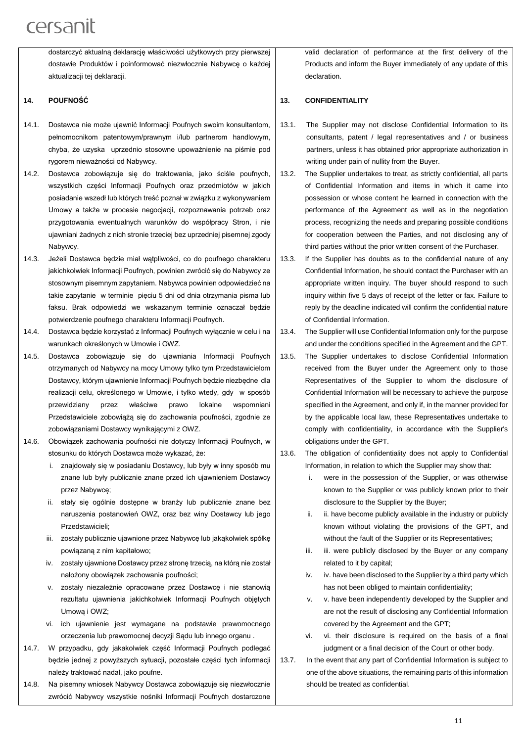dostarczyć aktualną deklarację właściwości użytkowych przy pierwszej dostawie Produktów i poinformować niezwłocznie Nabywcę o każdej aktualizacji tej deklaracji.

## 14. POUFNOŚĆ

14.1. Dostawca nie może ujawnić Informacji Poufnych swoim konsultantom, pełnomocnikom patentowym/prawnym i/lub partnerom handlowym, chyba, że uzyska uprzednio stosowne upoważnienie na piśmie pod rygorem nieważności od Nabywcy.

14.2. Dostawca zobowiązuje się do traktowania, jako ściśle poufnych, wszystkich części Informacji Poufnych oraz przedmiotów w jakich posiadanie wszedł lub których treść poznał w związku z wykonywaniem Umowy a także w procesie negocjacji, rozpoznawania potrzeb oraz przygotowania ewentualnych warunków do współpracy Stron, i nie ujawniani żadnych z nich stronie trzeciej bez uprzedniej pisemnej zgody Nabywcy.

14.3. Jeżeli Dostawca będzie miał wątpliwości, co do poufnego charakteru jakichkolwiek Informacji Poufnych, powinien zwrócić się do Nabywcy ze stosownym pisemnym zapytaniem. Nabywca powinien odpowiedzieć na takie zapytanie w terminie pięciu 5 dni od dnia otrzymania pisma lub faksu. Brak odpowiedzi we wskazanym terminie oznaczał będzie potwierdzenie poufnego charakteru Informacji Poufnych.

14.4. Dostawca będzie korzystać z Informacji Poufnych wyłącznie w celu i na warunkach określonych w Umowie i OWZ.

14.5. Dostawca zobowiązuje się do ujawniania Informacji Poufnych otrzymanych od Nabywcy na mocy Umowy tylko tym Przedstawicielom Dostawcy, którym ujawnienie Informacji Poufnych będzie niezbędne dla realizacji celu, określonego w Umowie, i tylko wtedy, gdy w sposób przewidziany przez właściwe prawo lokalne wspomniani Przedstawiciele zobowiążą się do zachowania poufności, zgodnie ze zobowiązaniami Dostawcy wynikającymi z OWZ.

14.6. Obowiązek zachowania poufności nie dotyczy Informacji Poufnych, w stosunku do których Dostawca może wykazać, że:

i. znajdowały się w posiadaniu Dostawcy, lub były w inny sposób mu znane lub były publicznie znane przed ich ujawnieniem Dostawcy przez Nabywcę;

ii. stały się ogólnie dostępne w branży lub publicznie znane bez naruszenia postanowień OWZ, oraz bez winy Dostawcy lub jego Przedstawicieli;

iii. zostały publicznie ujawnione przez Nabywcę lub jakąkolwiek spółkę powiązaną z nim kapitałowo;

iv. zostały ujawnione Dostawcy przez stronę trzecią, na którą nie został nałożony obowiązek zachowania poufności;

v. zostały niezależnie opracowane przez Dostawcę i nie stanowią rezultatu ujawnienia jakichkolwiek Informacji Poufnych objętych Umową i OWZ;

vi. ich ujawnienie jest wymagane na podstawie prawomocnego orzeczenia lub prawomocnej decyzji Sądu lub innego organu .

14.7. W przypadku, gdy jakakolwiek część Informacji Poufnych podlegać będzie jednej z powyższych sytuacji, pozostałe części tych informacji należy traktować nadal, jako poufne.

14.8. Na pisemny wniosek Nabywcy Dostawca zobowiązuje się niezwłocznie zwrócić Nabywcy wszystkie nośniki Informacji Poufnych dostarczone

valid declaration of performance at the first delivery of the Products and inform the Buyer immediately of any update of this declaration.

## 13. CONFIDENTIALITY

13.1. The Supplier may not disclose Confidential Information to its consultants, patent / legal representatives and / or business partners, unless it has obtained prior appropriate authorization in writing under pain of nullity from the Buyer.

13.2. The Supplier undertakes to treat, as strictly confidential, all parts of Confidential Information and items in which it came into possession or whose content he learned in connection with the performance of the Agreement as well as in the negotiation process, recognizing the needs and preparing possible conditions for cooperation between the Parties, and not disclosing any of third parties without the prior written consent of the Purchaser.

13.3. If the Supplier has doubts as to the confidential nature of any Confidential Information, he should contact the Purchaser with an appropriate written inquiry. The buyer should respond to such inquiry within five 5 days of receipt of the letter or fax. Failure to reply by the deadline indicated will confirm the confidential nature of Confidential Information.

13.4. The Supplier will use Confidential Information only for the purpose and under the conditions specified in the Agreement and the GPT.

13.5. The Supplier undertakes to disclose Confidential Information received from the Buyer under the Agreement only to those Representatives of the Supplier to whom the disclosure of Confidential Information will be necessary to achieve the purpose specified in the Agreement, and only if, in the manner provided for by the applicable local law, these Representatives undertake to comply with confidentiality, in accordance with the Supplier's obligations under the GPT.

13.6. The obligation of confidentiality does not apply to Confidential Information, in relation to which the Supplier may show that:

i. were in the possession of the Supplier, or was otherwise known to the Supplier or was publicly known prior to their disclosure to the Supplier by the Buyer;

ii. ii. have become publicly available in the industry or publicly known without violating the provisions of the GPT, and without the fault of the Supplier or its Representatives;

iii. iii. were publicly disclosed by the Buyer or any company related to it by capital;

iv. iv. have been disclosed to the Supplier by a third party which has not been obliged to maintain confidentiality;

v. v. have been independently developed by the Supplier and are not the result of disclosing any Confidential Information covered by the Agreement and the GPT;

vi. vi. their disclosure is required on the basis of a final judgment or a final decision of the Court or other body.

13.7. In the event that any part of Confidential Information is subject to one of the above situations, the remaining parts of this information should be treated as confidential.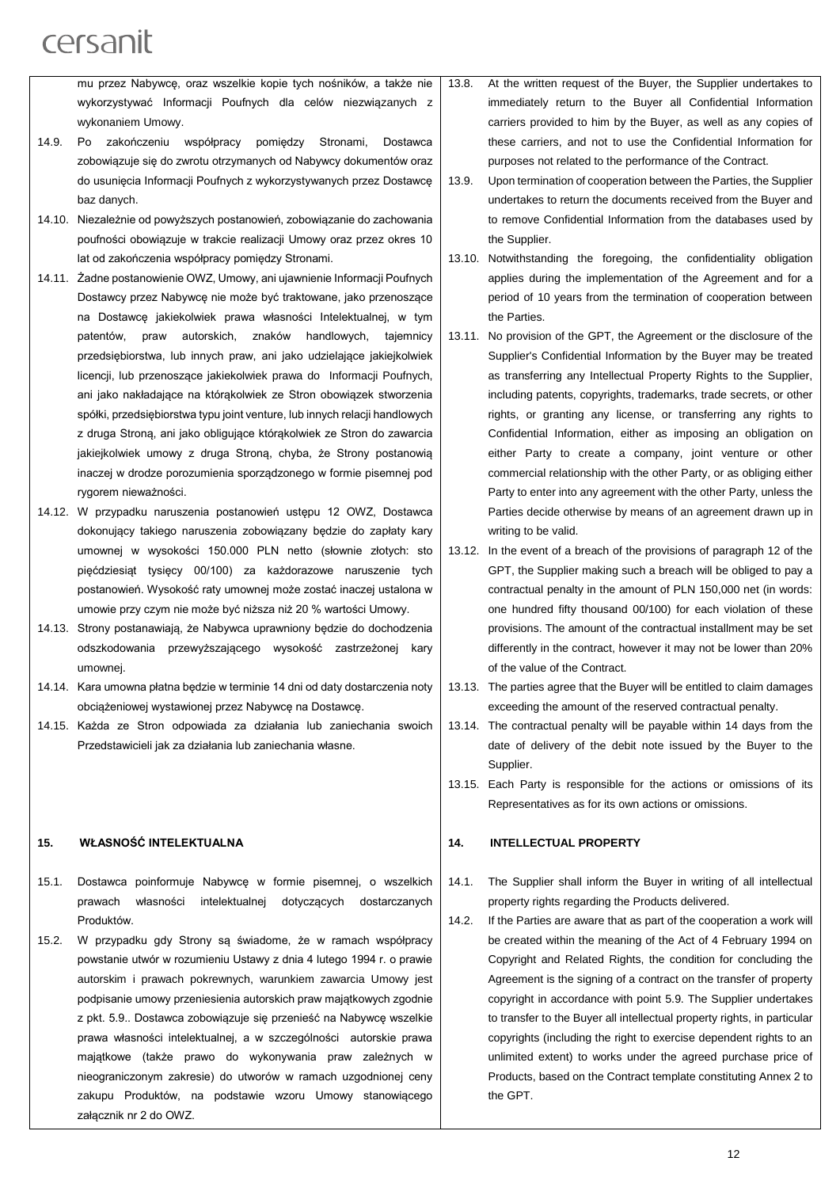mu przez Nabywcę, oraz wszelkie kopie tych nośników, a także nie wykorzystywać Informacji Poufnych dla celów niezwiązanych z wykonaniem Umowy.

14.9. Po zakończeniu współpracy pomiędzy Stronami, Dostawca zobowiązuje się do zwrotu otrzymanych od Nabywcy dokumentów oraz do usunięcia Informacji Poufnych z wykorzystywanych przez Dostawcę baz danych.

14.10. Niezależnie od powyższych postanowień, zobowiązanie do zachowania poufności obowiązuje w trakcie realizacji Umowy oraz przez okres 10 lat od zakończenia współpracy pomiędzy Stronami.

14.11. Żadne postanowienie OWZ, Umowy, ani ujawnienie Informacji Poufnych Dostawcy przez Nabywcę nie może być traktowane, jako przenoszące na Dostawcę jakiekolwiek prawa własności Intelektualnej, w tym patentów, praw autorskich, znaków handlowych, tajemnicy przedsiębiorstwa, lub innych praw, ani jako udzielające jakiejkolwiek licencji, lub przenoszące jakiekolwiek prawa do Informacji Poufnych, ani jako nakładające na którąkolwiek ze Stron obowiązek stworzenia spółki, przedsiębiorstwa typu joint venture, lub innych relacji handlowych z druga Stroną, ani jako obligujące którąkolwiek ze Stron do zawarcia jakiejkolwiek umowy z druga Stroną, chyba, że Strony postanowią inaczej w drodze porozumienia sporządzonego w formie pisemnej pod rygorem nieważności.

14.12. W przypadku naruszenia postanowień ustępu 12 OWZ, Dostawca dokonujący takiego naruszenia zobowiązany będzie do zapłaty kary umownej w wysokości 150.000 PLN netto (słownie złotych: sto pięćdziesiąt tysięcy 00/100) za każdorazowe naruszenie tych postanowień. Wysokość raty umownej może zostać inaczej ustalona w umowie przy czym nie może być niższa niż 20 % wartości Umowy.

14.13. Strony postanawiają, że Nabywca uprawniony będzie do dochodzenia odszkodowania przewyższającego wysokość zastrzeżonej kary umownej.

14.14. Kara umowna płatna będzie w terminie 14 dni od daty dostarczenia noty obciążeniowej wystawionej przez Nabywcę na Dostawcę.

14.15. Każda ze Stron odpowiada za działania lub zaniechania swoich Przedstawicieli jak za działania lub zaniechania własne.

## 15. WŁASNOŚĆ INTELEKTUALNA

15.1. Dostawca poinformuje Nabywcę w formie pisemnej, o wszelkich prawach własności intelektualnej dotyczących dostarczanych Produktów.

15.2. W przypadku gdy Strony są świadome, że w ramach współpracy powstanie utwór w rozumieniu Ustawy z dnia 4 lutego 1994 r. o prawie autorskim i prawach pokrewnych, warunkiem zawarcia Umowy jest podpisanie umowy przeniesienia autorskich praw majątkowych zgodnie z pkt. 5.9.. Dostawca zobowiązuje się przenieść na Nabywcę wszelkie prawa własności intelektualnej, a w szczególności autorskie prawa majątkowe (także prawo do wykonywania praw zależnych w nieograniczonym zakresie) do utworów w ramach uzgodnionej ceny zakupu Produktów, na podstawie wzoru Umowy stanowiącego załącznik nr 2 do OWZ.

13.8. At the written request of the Buyer, the Supplier undertakes to immediately return to the Buyer all Confidential Information carriers provided to him by the Buyer, as well as any copies of these carriers, and not to use the Confidential Information for purposes not related to the performance of the Contract.

13.9. Upon termination of cooperation between the Parties, the Supplier undertakes to return the documents received from the Buyer and to remove Confidential Information from the databases used by the Supplier.

13.10. Notwithstanding the foregoing, the confidentiality obligation applies during the implementation of the Agreement and for a period of 10 years from the termination of cooperation between the Parties.

13.11. No provision of the GPT, the Agreement or the disclosure of the Supplier's Confidential Information by the Buyer may be treated as transferring any Intellectual Property Rights to the Supplier, including patents, copyrights, trademarks, trade secrets, or other rights, or granting any license, or transferring any rights to Confidential Information, either as imposing an obligation on either Party to create a company, joint venture or other commercial relationship with the other Party, or as obliging either Party to enter into any agreement with the other Party, unless the Parties decide otherwise by means of an agreement drawn up in writing to be valid.

13.12. In the event of a breach of the provisions of paragraph 12 of the GPT, the Supplier making such a breach will be obliged to pay a contractual penalty in the amount of PLN 150,000 net (in words: one hundred fifty thousand 00/100) for each violation of these provisions. The amount of the contractual installment may be set differently in the contract, however it may not be lower than 20% of the value of the Contract.

13.13. The parties agree that the Buyer will be entitled to claim damages exceeding the amount of the reserved contractual penalty.

13.14. The contractual penalty will be payable within 14 days from the date of delivery of the debit note issued by the Buyer to the Supplier.

13.15. Each Party is responsible for the actions or omissions of its Representatives as for its own actions or omissions.

## 14. INTELLECTUAL PROPERTY

14.1. The Supplier shall inform the Buyer in writing of all intellectual property rights regarding the Products delivered.

14.2. If the Parties are aware that as part of the cooperation a work will be created within the meaning of the Act of 4 February 1994 on Copyright and Related Rights, the condition for concluding the Agreement is the signing of a contract on the transfer of property copyright in accordance with point 5.9. The Supplier undertakes to transfer to the Buyer all intellectual property rights, in particular copyrights (including the right to exercise dependent rights to an unlimited extent) to works under the agreed purchase price of Products, based on the Contract template constituting Annex 2 to the GPT.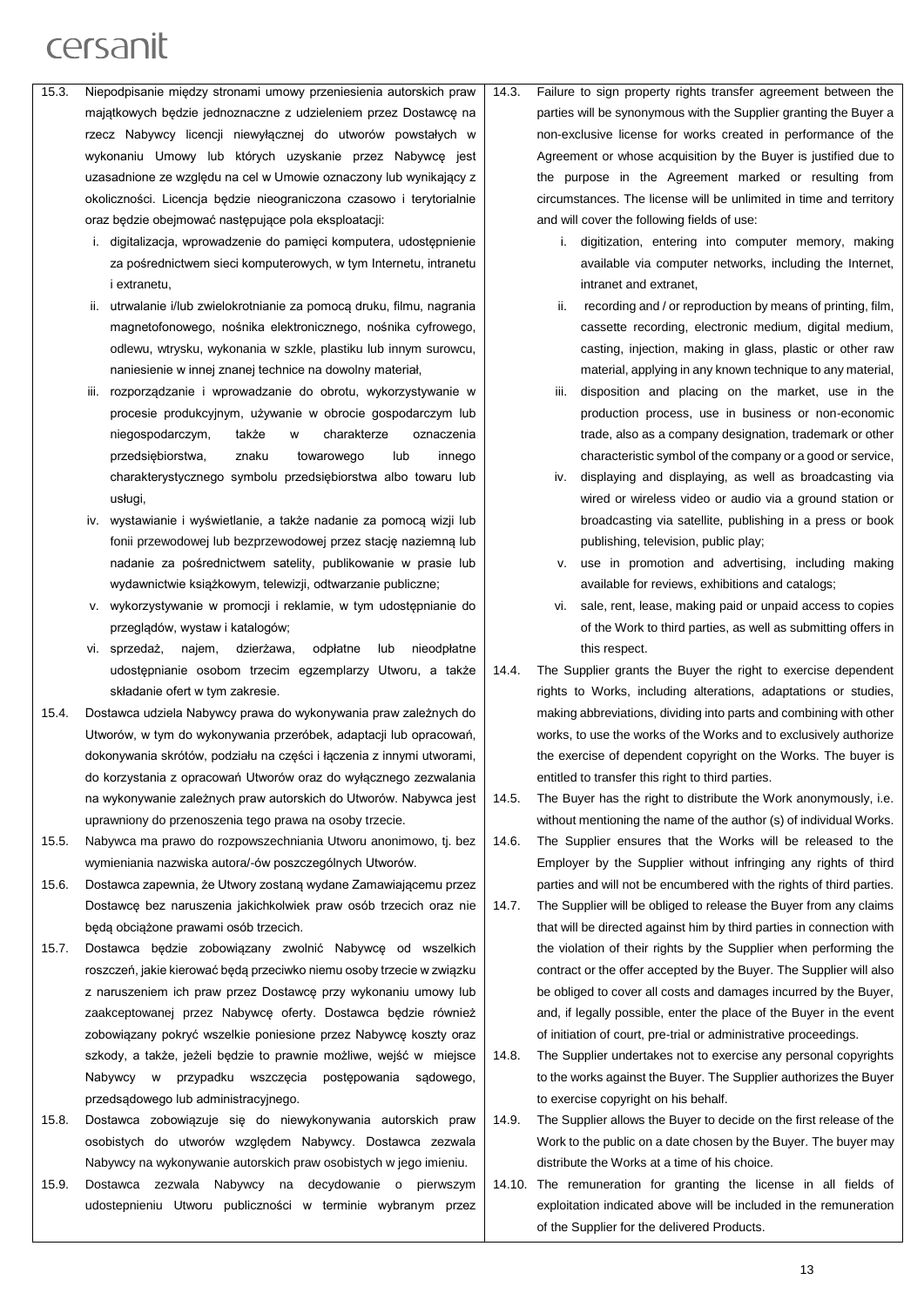cersanit

15.3. Niepodpisanie między stronami umowy przeniesienia autorskich praw majątkowych będzie jednoznaczne z udzieleniem przez Dostawcę na rzecz Nabywcy licencji niewyłącznej do utworów powstałych w wykonaniu Umowy lub których uzyskanie przez Nabywcę jest uzasadnione ze względu na cel w Umowie oznaczony lub wynikający z okoliczności. Licencja będzie nieograniczona czasowo i terytorialnie oraz będzie obejmować następujące pola eksploatacji:

i. digitalizacja, wprowadzenie do pamięci komputera, udostępnienie za pośrednictwem sieci komputerowych, w tym Internetu, intranetu i extranetu,
ii. utrwalanie i/lub zwielokrotnianie za pomocą druku, filmu, nagrania magnetofonowego, nośnika elektronicznego, nośnika cyfrowego, odlewu, wtrysku, wykonania w szkle, plastiku lub innym surowcu, naniesienie w innej znanej technice na dowolny materiał,
iii. rozporządzanie i wprowadzanie do obrotu, wykorzystywanie w procesie produkcyjnym, używanie w obrocie gospodarczym lub niegospodarczym, także w charakterze oznaczenia przedsiębiorstwa, znaku towarowego lub innego charakterystycznego symbolu przedsiębiorstwa albo towaru lub usługi,
iv. wystawianie i wyświetlanie, a także nadanie za pomocą wizji lub fonii przewodowej lub bezprzewodowej przez stację naziemną lub nadanie za pośrednictwem satelity, publikowanie w prasie lub wydawnictwie książkowym, telewizji, odtwarzanie publiczne;
v. wykorzystywanie w promocji i reklamie, w tym udostępnianie do przeglądów, wystaw i katalogów;
vi. sprzedaż, najem, dzierżawa, odpłatne lub nieodpłatne udostępnianie osobom trzecim egzemplarzy Utworu, a także składanie ofert w tym zakresie.

15.4. Dostawca udziela Nabywcy prawa do wykonywania praw zależnych do Utworów, w tym do wykonywania przeróbek, adaptacji lub opracowań, dokonywania skrótów, podziału na części i łączenia z innymi utworami, do korzystania z opracowań Utworów oraz do wyłącznego zezwalania na wykonywanie zależnych praw autorskich do Utworów. Nabywca jest uprawniony do przenoszenia tego prawa na osoby trzecie.

15.5. Nabywca ma prawo do rozpowszechniania Utworu anonimowo, tj. bez wymieniania nazwiska autora/-ów poszczególnych Utworów.

15.6. Dostawca zapewnia, że Utwory zostaną wydane Zamawiającemu przez Dostawcę bez naruszenia jakichkolwiek praw osób trzecich oraz nie będą obciążone prawami osób trzecich.

15.7. Dostawca będzie zobowiązany zwolnić Nabywcę od wszelkich roszczeń, jakie kierować będą przeciwko niemu osoby trzecie w związku z naruszeniem ich praw przez Dostawcę przy wykonaniu umowy lub zaakceptowanej przez Nabywcę oferty. Dostawca będzie również zobowiązany pokryć wszelkie poniesione przez Nabywcę koszty oraz szkody, a także, jeżeli będzie to prawnie możliwe, wejść w miejsce Nabywcy w przypadku wszczęcia postępowania sądowego, przedsądowego lub administracyjnego.

15.8. Dostawca zobowiązuje się do niewykonywania autorskich praw osobistych do utworów względem Nabywcy. Dostawca zezwala Nabywcy na wykonywanie autorskich praw osobistych w jego imieniu.

15.9. Dostawca zezwala Nabywcy na decydowanie o pierwszym udostepnieniu Utworu publiczności w terminie wybranym przez

14.3. Failure to sign property rights transfer agreement between the parties will be synonymous with the Supplier granting the Buyer a non-exclusive license for works created in performance of the Agreement or whose acquisition by the Buyer is justified due to the purpose in the Agreement marked or resulting from circumstances. The license will be unlimited in time and territory and will cover the following fields of use:

i. digitization, entering into computer memory, making available via computer networks, including the Internet, intranet and extranet,
ii. recording and / or reproduction by means of printing, film, cassette recording, electronic medium, digital medium, casting, injection, making in glass, plastic or other raw material, applying in any known technique to any material,
iii. disposition and placing on the market, use in the production process, use in business or non-economic trade, also as a company designation, trademark or other characteristic symbol of the company or a good or service,
iv. displaying and displaying, as well as broadcasting via wired or wireless video or audio via a ground station or broadcasting via satellite, publishing in a press or book publishing, television, public play;
v. use in promotion and advertising, including making available for reviews, exhibitions and catalogs;
vi. sale, rent, lease, making paid or unpaid access to copies of the Work to third parties, as well as submitting offers in this respect.

14.4. The Supplier grants the Buyer the right to exercise dependent rights to Works, including alterations, adaptations or studies, making abbreviations, dividing into parts and combining with other works, to use the works of the Works and to exclusively authorize the exercise of dependent copyright on the Works. The buyer is entitled to transfer this right to third parties.

14.5. The Buyer has the right to distribute the Work anonymously, i.e. without mentioning the name of the author (s) of individual Works.

14.6. The Supplier ensures that the Works will be released to the Employer by the Supplier without infringing any rights of third parties and will not be encumbered with the rights of third parties.

14.7. The Supplier will be obliged to release the Buyer from any claims that will be directed against him by third parties in connection with the violation of their rights by the Supplier when performing the contract or the offer accepted by the Buyer. The Supplier will also be obliged to cover all costs and damages incurred by the Buyer, and, if legally possible, enter the place of the Buyer in the event of initiation of court, pre-trial or administrative proceedings.

14.8. The Supplier undertakes not to exercise any personal copyrights to the works against the Buyer. The Supplier authorizes the Buyer to exercise copyright on his behalf.

14.9. The Supplier allows the Buyer to decide on the first release of the Work to the public on a date chosen by the Buyer. The buyer may distribute the Works at a time of his choice.

14.10. The remuneration for granting the license in all fields of exploitation indicated above will be included in the remuneration of the Supplier for the delivered Products.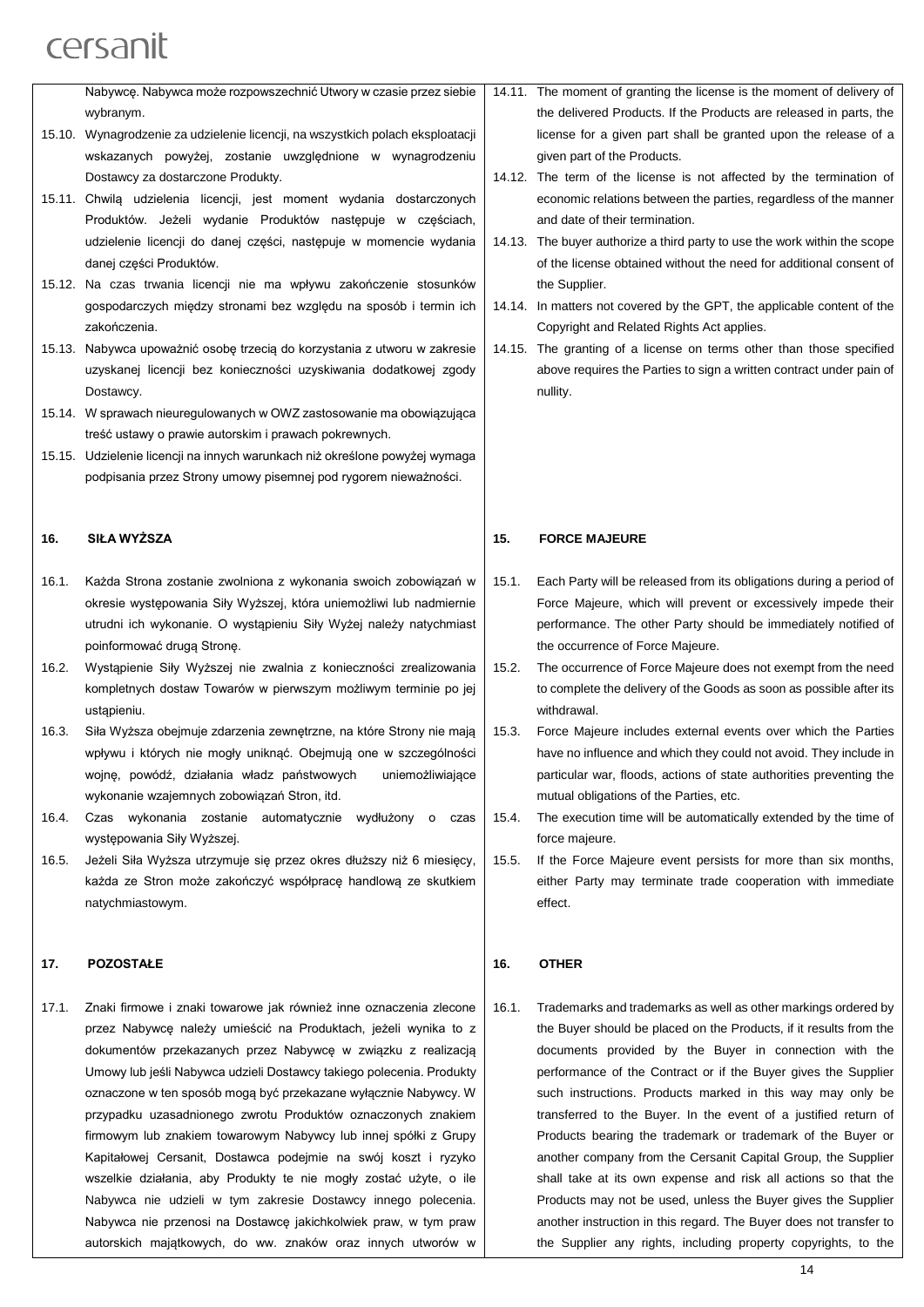Nabywcę. Nabywca może rozpowszechnić Utwory w czasie przez siebie wybranym.

15.10. Wynagrodzenie za udzielenie licencji, na wszystkich polach eksploatacji wskazanych powyżej, zostanie uwzględnione w wynagrodzeniu Dostawcy za dostarczone Produkty.

15.11. Chwilą udzielenia licencji, jest moment wydania dostarczonych Produktów. Jeżeli wydanie Produktów następuje w częściach, udzielenie licencji do danej części, następuje w momencie wydania danej części Produktów.

15.12. Na czas trwania licencji nie ma wpływu zakończenie stosunków gospodarczych między stronami bez względu na sposób i termin ich zakończenia.

15.13. Nabywca upoważnić osobę trzecią do korzystania z utworu w zakresie uzyskanej licencji bez konieczności uzyskiwania dodatkowej zgody Dostawcy.

15.14. W sprawach nieuregulowanych w OWZ zastosowanie ma obowiązująca treść ustawy o prawie autorskim i prawach pokrewnych.

15.15. Udzielenie licencji na innych warunkach niż określone powyżej wymaga podpisania przez Strony umowy pisemnej pod rygorem nieważności.

## 16. SIŁA WYŻSZA

16.1. Każda Strona zostanie zwolniona z wykonania swoich zobowiązań w okresie występowania Siły Wyższej, która uniemożliwi lub nadmiernie utrudni ich wykonanie. O wystąpieniu Siły Wyżej należy natychmiast poinformować drugą Stronę.

16.2. Wystąpienie Siły Wyższej nie zwalnia z konieczności zrealizowania kompletnych dostaw Towarów w pierwszym możliwym terminie po jej ustąpieniu.

16.3. Siła Wyższa obejmuje zdarzenia zewnętrzne, na które Strony nie mają wpływu i których nie mogły uniknąć. Obejmują one w szczególności wojnę, powódź, działania władz państwowych uniemożliwiające wykonanie wzajemnych zobowiązań Stron, itd.

16.4. Czas wykonania zostanie automatycznie wydłużony o czas występowania Siły Wyższej.

16.5. Jeżeli Siła Wyższa utrzymuje się przez okres dłuższy niż 6 miesięcy, każda ze Stron może zakończyć współpracę handlową ze skutkiem natychmiastowym.

## 17. POZOSTAŁE

17.1. Znaki firmowe i znaki towarowe jak również inne oznaczenia zlecone przez Nabywcę należy umieścić na Produktach, jeżeli wynika to z dokumentów przekazanych przez Nabywcę w związku z realizacją Umowy lub jeśli Nabywca udzieli Dostawcy takiego polecenia. Produkty oznaczone w ten sposób mogą być przekazane wyłącznie Nabywcy. W przypadku uzasadnionego zwrotu Produktów oznaczonych znakiem firmowym lub znakiem towarowym Nabywcy lub innej spółki z Grupy Kapitałowej Cersanit, Dostawca podejmie na swój koszt i ryzyko wszelkie działania, aby Produkty te nie mogły zostać użyte, o ile Nabywca nie udzieli w tym zakresie Dostawcy innego polecenia. Nabywca nie przenosi na Dostawcę jakichkolwiek praw, w tym praw autorskich majątkowych, do ww. znaków oraz innych utworów w

14.11. The moment of granting the license is the moment of delivery of the delivered Products. If the Products are released in parts, the license for a given part shall be granted upon the release of a given part of the Products.

14.12. The term of the license is not affected by the termination of economic relations between the parties, regardless of the manner and date of their termination.

14.13. The buyer authorize a third party to use the work within the scope of the license obtained without the need for additional consent of the Supplier.

14.14. In matters not covered by the GPT, the applicable content of the Copyright and Related Rights Act applies.

14.15. The granting of a license on terms other than those specified above requires the Parties to sign a written contract under pain of nullity.

## 15. FORCE MAJEURE

15.1. Each Party will be released from its obligations during a period of Force Majeure, which will prevent or excessively impede their performance. The other Party should be immediately notified of the occurrence of Force Majeure.

15.2. The occurrence of Force Majeure does not exempt from the need to complete the delivery of the Goods as soon as possible after its withdrawal.

15.3. Force Majeure includes external events over which the Parties have no influence and which they could not avoid. They include in particular war, floods, actions of state authorities preventing the mutual obligations of the Parties, etc.

15.4. The execution time will be automatically extended by the time of force majeure.

15.5. If the Force Majeure event persists for more than six months, either Party may terminate trade cooperation with immediate effect.

## 16. OTHER

16.1. Trademarks and trademarks as well as other markings ordered by the Buyer should be placed on the Products, if it results from the documents provided by the Buyer in connection with the performance of the Contract or if the Buyer gives the Supplier such instructions. Products marked in this way may only be transferred to the Buyer. In the event of a justified return of Products bearing the trademark or trademark of the Buyer or another company from the Cersanit Capital Group, the Supplier shall take at its own expense and risk all actions so that the Products may not be used, unless the Buyer gives the Supplier another instruction in this regard. The Buyer does not transfer to the Supplier any rights, including property copyrights, to the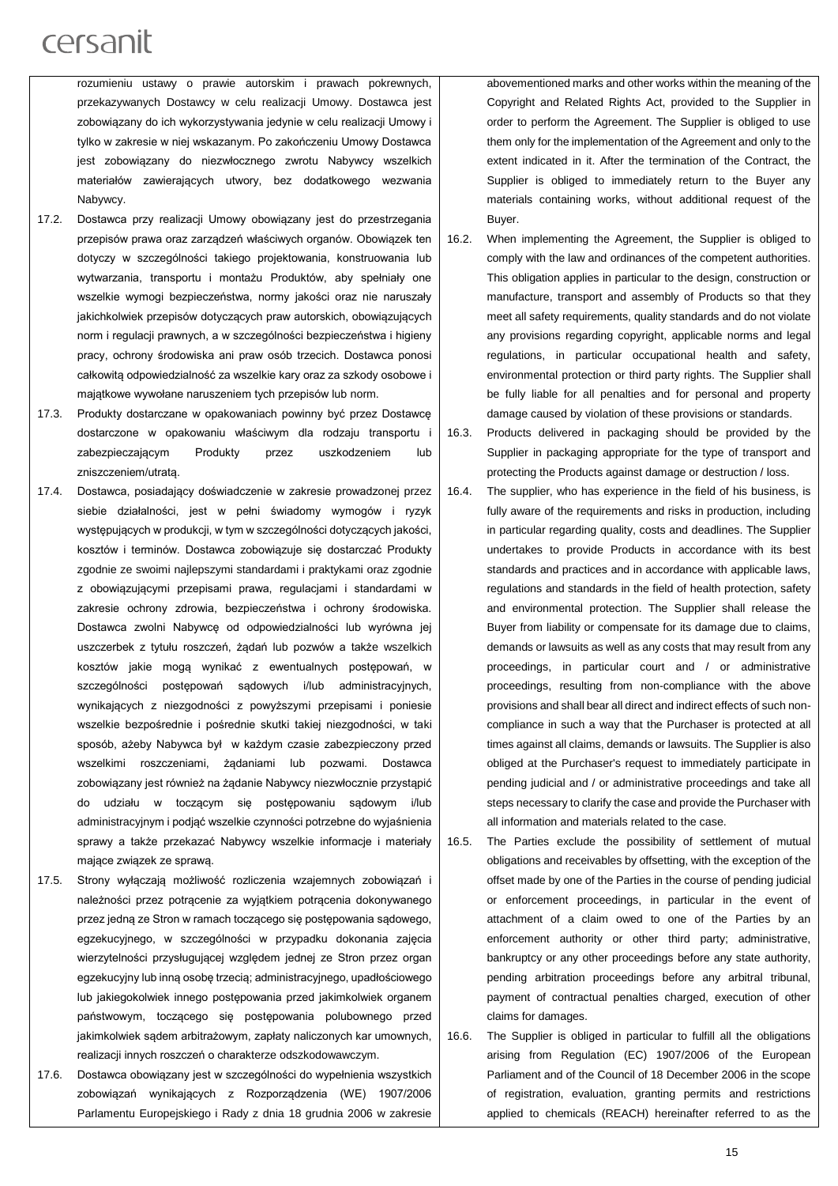rozumieniu ustawy o prawie autorskim i prawach pokrewnych, przekazywanych Dostawcy w celu realizacji Umowy. Dostawca jest zobowiązany do ich wykorzystywania jedynie w celu realizacji Umowy i tylko w zakresie w niej wskazanym. Po zakończeniu Umowy Dostawca jest zobowiązany do niezwłocznego zwrotu Nabywcy wszelkich materiałów zawierających utwory, bez dodatkowego wezwania Nabywcy.

17.2. Dostawca przy realizacji Umowy obowiązany jest do przestrzegania przepisów prawa oraz zarządzeń właściwych organów. Obowiązek ten dotyczy w szczególności takiego projektowania, konstruowania lub wytwarzania, transportu i montażu Produktów, aby spełniały one wszelkie wymogi bezpieczeństwa, normy jakości oraz nie naruszały jakichkolwiek przepisów dotyczących praw autorskich, obowiązujących norm i regulacji prawnych, a w szczególności bezpieczeństwa i higieny pracy, ochrony środowiska ani praw osób trzecich. Dostawca ponosi całkowitą odpowiedzialność za wszelkie kary oraz za szkody osobowe i majątkowe wywołane naruszeniem tych przepisów lub norm.

17.3. Produkty dostarczane w opakowaniach powinny być przez Dostawcę dostarczone w opakowaniu właściwym dla rodzaju transportu i zabezpieczającym Produkty przez uszkodzeniem lub zniszczeniem/utratą.

17.4. Dostawca, posiadający doświadczenie w zakresie prowadzonej przez siebie działalności, jest w pełni świadomy wymogów i ryzyk występujących w produkcji, w tym w szczególności dotyczących jakości, kosztów i terminów. Dostawca zobowiązuje się dostarczać Produkty zgodnie ze swoimi najlepszymi standardami i praktykami oraz zgodnie z obowiązującymi przepisami prawa, regulacjami i standardami w zakresie ochrony zdrowia, bezpieczeństwa i ochrony środowiska. Dostawca zwolni Nabywcę od odpowiedzialności lub wyrówna jej uszczerbek z tytułu roszczeń, żądań lub pozwów a także wszelkich kosztów jakie mogą wynikać z ewentualnych postępowań, w szczególności postępowań sądowych i/lub administracyjnych, wynikających z niezgodności z powyższymi przepisami i poniesie wszelkie bezpośrednie i pośrednie skutki takiej niezgodności, w taki sposób, ażeby Nabywca był w każdym czasie zabezpieczony przed wszelkimi roszczeniami, żądaniami lub pozwami. Dostawca zobowiązany jest również na żądanie Nabywcy niezwłocznie przystąpić do udziału w toczącym się postępowaniu sądowym i/lub administracyjnym i podjąć wszelkie czynności potrzebne do wyjaśnienia sprawy a także przekazać Nabywcy wszelkie informacje i materiały mające związek ze sprawą.

17.5. Strony wyłączają możliwość rozliczenia wzajemnych zobowiązań i należności przez potrącenie za wyjątkiem potrącenia dokonywanego przez jedną ze Stron w ramach toczącego się postępowania sądowego, egzekucyjnego, w szczególności w przypadku dokonania zajęcia wierzytelności przysługującej względem jednej ze Stron przez organ egzekucyjny lub inną osobę trzecią; administracyjnego, upadłościowego lub jakiegokolwiek innego postępowania przed jakimkolwiek organem państwowym, toczącego się postępowania polubownego przed jakimkolwiek sądem arbitrażowym, zapłaty naliczonych kar umownych, realizacji innych roszczeń o charakterze odszkodowawczym.

17.6. Dostawca obowiązany jest w szczególności do wypełnienia wszystkich zobowiązań wynikających z Rozporządzenia (WE) 1907/2006 Parlamentu Europejskiego i Rady z dnia 18 grudnia 2006 w zakresie

abovementioned marks and other works within the meaning of the Copyright and Related Rights Act, provided to the Supplier in order to perform the Agreement. The Supplier is obliged to use them only for the implementation of the Agreement and only to the extent indicated in it. After the termination of the Contract, the Supplier is obliged to immediately return to the Buyer any materials containing works, without additional request of the Buyer.

16.2. When implementing the Agreement, the Supplier is obliged to comply with the law and ordinances of the competent authorities. This obligation applies in particular to the design, construction or manufacture, transport and assembly of Products so that they meet all safety requirements, quality standards and do not violate any provisions regarding copyright, applicable norms and legal regulations, in particular occupational health and safety, environmental protection or third party rights. The Supplier shall be fully liable for all penalties and for personal and property damage caused by violation of these provisions or standards.

16.3. Products delivered in packaging should be provided by the Supplier in packaging appropriate for the type of transport and protecting the Products against damage or destruction / loss.

16.4. The supplier, who has experience in the field of his business, is fully aware of the requirements and risks in production, including in particular regarding quality, costs and deadlines. The Supplier undertakes to provide Products in accordance with its best standards and practices and in accordance with applicable laws, regulations and standards in the field of health protection, safety and environmental protection. The Supplier shall release the Buyer from liability or compensate for its damage due to claims, demands or lawsuits as well as any costs that may result from any proceedings, in particular court and / or administrative proceedings, resulting from non-compliance with the above provisions and shall bear all direct and indirect effects of such non-compliance in such a way that the Purchaser is protected at all times against all claims, demands or lawsuits. The Supplier is also obliged at the Purchaser's request to immediately participate in pending judicial and / or administrative proceedings and take all steps necessary to clarify the case and provide the Purchaser with all information and materials related to the case.

16.5. The Parties exclude the possibility of settlement of mutual obligations and receivables by offsetting, with the exception of the offset made by one of the Parties in the course of pending judicial or enforcement proceedings, in particular in the event of attachment of a claim owed to one of the Parties by an enforcement authority or other third party; administrative, bankruptcy or any other proceedings before any state authority, pending arbitration proceedings before any arbitral tribunal, payment of contractual penalties charged, execution of other claims for damages.

16.6. The Supplier is obliged in particular to fulfill all the obligations arising from Regulation (EC) 1907/2006 of the European Parliament and of the Council of 18 December 2006 in the scope of registration, evaluation, granting permits and restrictions applied to chemicals (REACH) hereinafter referred to as the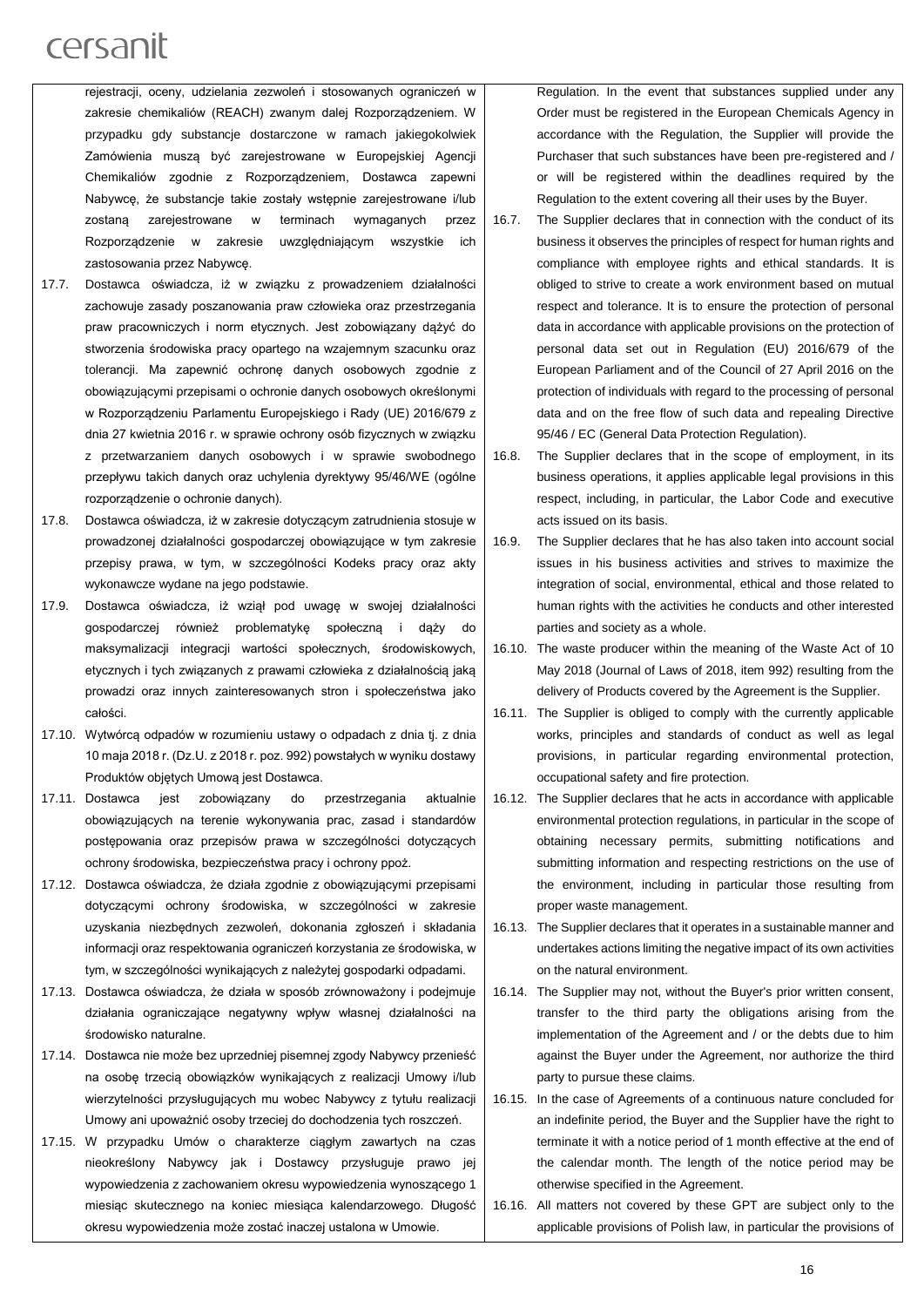rejestracji, oceny, udzielania zezwoleń i stosowanych ograniczeń w zakresie chemikaliów (REACH) zwanym dalej Rozporządzeniem. W przypadku gdy substancje dostarczone w ramach jakiegokolwiek Zamówienia muszą być zarejestrowane w Europejskiej Agencji Chemikaliów zgodnie z Rozporządzeniem, Dostawca zapewni Nabywcę, że substancje takie zostały wstępnie zarejestrowane i/lub zostaną zarejestrowane w terminach wymaganych przez Rozporządzenie w zakresie uwzględniającym wszystkie ich zastosowania przez Nabywcę.

17.7. Dostawca oświadcza, iż w związku z prowadzeniem działalności zachowuje zasady poszanowania praw człowieka oraz przestrzegania praw pracowniczych i norm etycznych. Jest zobowiązany dążyć do stworzenia środowiska pracy opartego na wzajemnym szacunku oraz tolerancji. Ma zapewnić ochronę danych osobowych zgodnie z obowiązującymi przepisami o ochronie danych osobowych określonymi w Rozporządzeniu Parlamentu Europejskiego i Rady (UE) 2016/679 z dnia 27 kwietnia 2016 r. w sprawie ochrony osób fizycznych w związku z przetwarzaniem danych osobowych i w sprawie swobodnego przepływu takich danych oraz uchylenia dyrektywy 95/46/WE (ogólne rozporządzenie o ochronie danych).

17.8. Dostawca oświadcza, iż w zakresie dotyczącym zatrudnienia stosuje w prowadzonej działalności gospodarczej obowiązujące w tym zakresie przepisy prawa, w tym, w szczególności Kodeks pracy oraz akty wykonawcze wydane na jego podstawie.

17.9. Dostawca oświadcza, iż wziął pod uwagę w swojej działalności gospodarczej również problematykę społeczną i dąży do maksymalizacji integracji wartości społecznych, środowiskowych, etycznych i tych związanych z prawami człowieka z działalnością jaką prowadzi oraz innych zainteresowanych stron i społeczeństwa jako całości.

17.10. Wytwórcą odpadów w rozumieniu ustawy o odpadach z dnia tj. z dnia 10 maja 2018 r. (Dz.U. z 2018 r. poz. 992) powstałych w wyniku dostawy Produktów objętych Umową jest Dostawca.

17.11. Dostawca jest zobowiązany do przestrzegania aktualnie obowiązujących na terenie wykonywania prac, zasad i standardów postępowania oraz przepisów prawa w szczególności dotyczących ochrony środowiska, bezpieczeństwa pracy i ochrony ppoż.

17.12. Dostawca oświadcza, że działa zgodnie z obowiązującymi przepisami dotyczącymi ochrony środowiska, w szczególności w zakresie uzyskania niezbędnych zezwoleń, dokonania zgłoszeń i składania informacji oraz respektowania ograniczeń korzystania ze środowiska, w tym, w szczególności wynikających z należytej gospodarki odpadami.

17.13. Dostawca oświadcza, że działa w sposób zrównoważony i podejmuje działania ograniczające negatywny wpływ własnej działalności na środowisko naturalne.

17.14. Dostawca nie może bez uprzedniej pisemnej zgody Nabywcy przenieść na osobę trzecią obowiązków wynikających z realizacji Umowy i/lub wierzytelności przysługujących mu wobec Nabywcy z tytułu realizacji Umowy ani upoważnić osoby trzeciej do dochodzenia tych roszczeń.

17.15. W przypadku Umów o charakterze ciągłym zawartych na czas nieokreślony Nabywcy jak i Dostawcy przysługuje prawo jej wypowiedzenia z zachowaniem okresu wypowiedzenia wynoszącego 1 miesiąc skutecznego na koniec miesiąca kalendarzowego. Długość okresu wypowiedzenia może zostać inaczej ustalona w Umowie.

Regulation. In the event that substances supplied under any Order must be registered in the European Chemicals Agency in accordance with the Regulation, the Supplier will provide the Purchaser that such substances have been pre-registered and / or will be registered within the deadlines required by the Regulation to the extent covering all their uses by the Buyer.

16.7. The Supplier declares that in connection with the conduct of its business it observes the principles of respect for human rights and compliance with employee rights and ethical standards. It is obliged to strive to create a work environment based on mutual respect and tolerance. It is to ensure the protection of personal data in accordance with applicable provisions on the protection of personal data set out in Regulation (EU) 2016/679 of the European Parliament and of the Council of 27 April 2016 on the protection of individuals with regard to the processing of personal data and on the free flow of such data and repealing Directive 95/46 / EC (General Data Protection Regulation).

16.8. The Supplier declares that in the scope of employment, in its business operations, it applies applicable legal provisions in this respect, including, in particular, the Labor Code and executive acts issued on its basis.

16.9. The Supplier declares that he has also taken into account social issues in his business activities and strives to maximize the integration of social, environmental, ethical and those related to human rights with the activities he conducts and other interested parties and society as a whole.

16.10. The waste producer within the meaning of the Waste Act of 10 May 2018 (Journal of Laws of 2018, item 992) resulting from the delivery of Products covered by the Agreement is the Supplier.

16.11. The Supplier is obliged to comply with the currently applicable works, principles and standards of conduct as well as legal provisions, in particular regarding environmental protection, occupational safety and fire protection.

16.12. The Supplier declares that he acts in accordance with applicable environmental protection regulations, in particular in the scope of obtaining necessary permits, submitting notifications and submitting information and respecting restrictions on the use of the environment, including in particular those resulting from proper waste management.

16.13. The Supplier declares that it operates in a sustainable manner and undertakes actions limiting the negative impact of its own activities on the natural environment.

16.14. The Supplier may not, without the Buyer's prior written consent, transfer to the third party the obligations arising from the implementation of the Agreement and / or the debts due to him against the Buyer under the Agreement, nor authorize the third party to pursue these claims.

16.15. In the case of Agreements of a continuous nature concluded for an indefinite period, the Buyer and the Supplier have the right to terminate it with a notice period of 1 month effective at the end of the calendar month. The length of the notice period may be otherwise specified in the Agreement.

16.16. All matters not covered by these GPT are subject only to the applicable provisions of Polish law, in particular the provisions of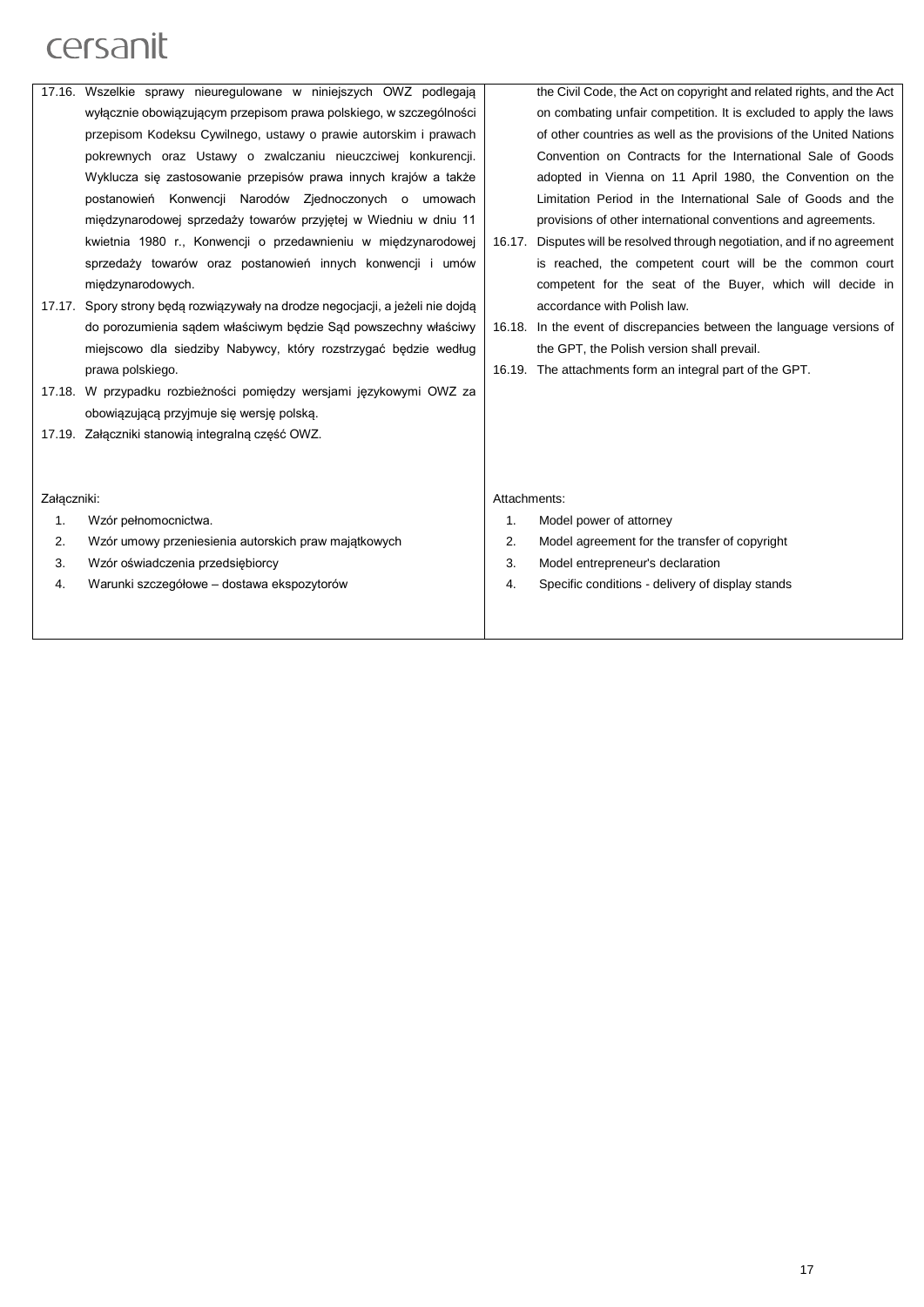17.16. Wszelkie sprawy nieuregulowane w niniejszych OWZ podlegają wyłącznie obowiązującym przepisom prawa polskiego, w szczególności przepisom Kodeksu Cywilnego, ustawy o prawie autorskim i prawach pokrewnych oraz Ustawy o zwalczaniu nieuczciwej konkurencji. Wyklucza się zastosowanie przepisów prawa innych krajów a także postanowień Konwencji Narodów Zjednoczonych o umowach międzynarodowej sprzedaży towarów przyjętej w Wiedniu w dniu 11 kwietnia 1980 r., Konwencji o przedawnieniu w międzynarodowej sprzedaży towarów oraz postanowień innych konwencji i umów międzynarodowych.

17.17. Spory strony będą rozwiązywały na drodze negocjacji, a jeżeli nie dojdą do porozumienia sądem właściwym będzie Sąd powszechny właściwy miejscowo dla siedziby Nabywcy, który rozstrzygać będzie według prawa polskiego.

17.18. W przypadku rozbieżności pomiędzy wersjami językowymi OWZ za obowiązującą przyjmuje się wersję polską.

17.19. Załączniki stanowią integralną część OWZ.

Załączniki:

1. Wzór pełnomocnictwa.
2. Wzór umowy przeniesienia autorskich praw majątkowych
3. Wzór oświadczenia przedsiębiorcy
4. Warunki szczegółowe – dostawa ekspozytorów

the Civil Code, the Act on copyright and related rights, and the Act on combating unfair competition. It is excluded to apply the laws of other countries as well as the provisions of the United Nations Convention on Contracts for the International Sale of Goods adopted in Vienna on 11 April 1980, the Convention on the Limitation Period in the International Sale of Goods and the provisions of other international conventions and agreements.

16.17. Disputes will be resolved through negotiation, and if no agreement is reached, the competent court will be the common court competent for the seat of the Buyer, which will decide in accordance with Polish law.

16.18. In the event of discrepancies between the language versions of the GPT, the Polish version shall prevail.

16.19. The attachments form an integral part of the GPT.

Attachments:

1. Model power of attorney
2. Model agreement for the transfer of copyright
3. Model entrepreneur's declaration
4. Specific conditions - delivery of display stands